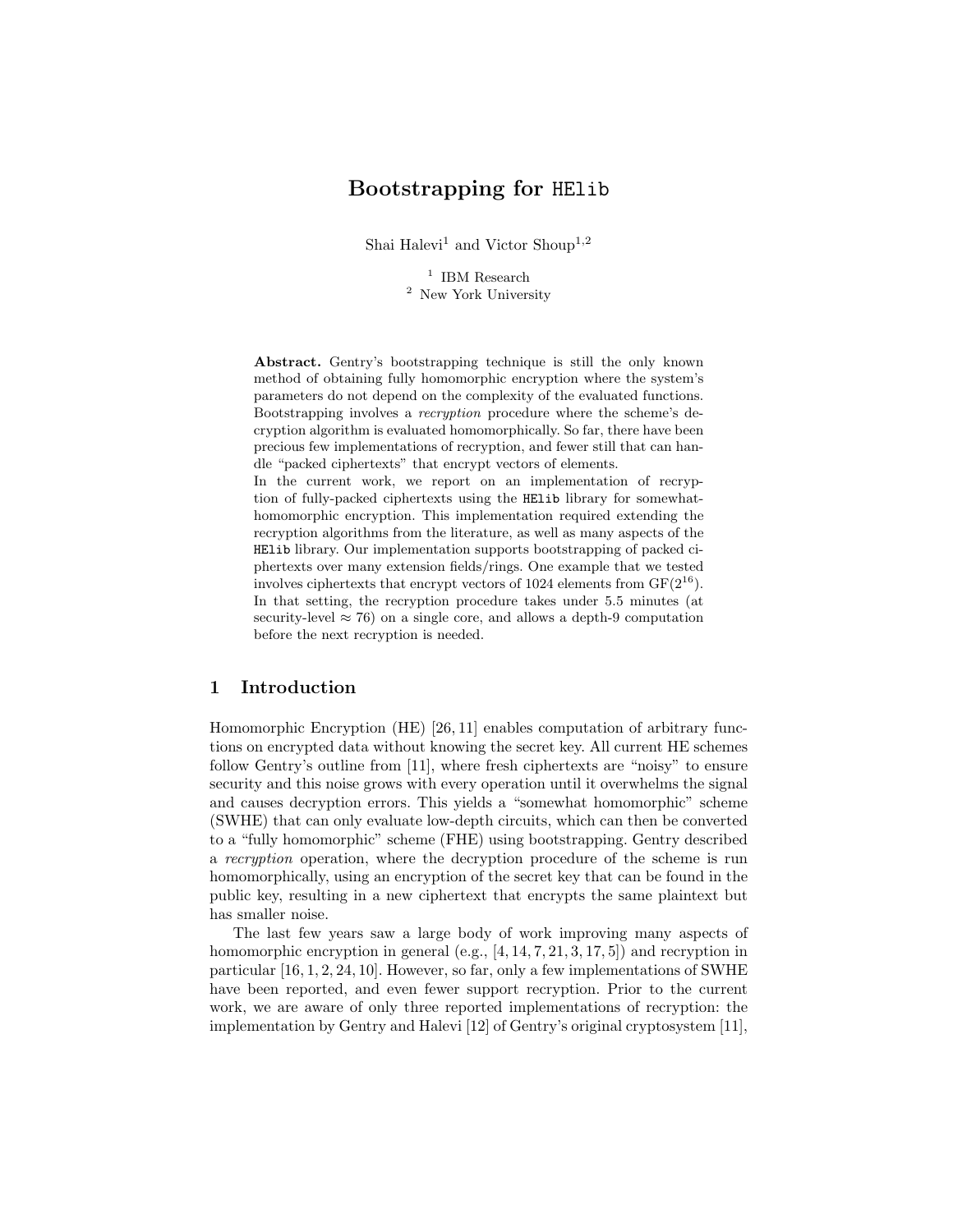# Bootstrapping for HElib

Shai Halevi[1] and Victor Shoup[1,2]

[1] IBM Research
[2] New York University

**Abstract.** Gentry's bootstrapping technique is still the only known method of obtaining fully homomorphic encryption where the system's parameters do not depend on the complexity of the evaluated functions. Bootstrapping involves a *recryption* procedure where the scheme's decryption algorithm is evaluated homomorphically. So far, there have been precious few implementations of recryption, and fewer still that can handle "packed ciphertexts" that encrypt vectors of elements.

In the current work, we report on an implementation of recryption of fully-packed ciphertexts using the HElib library for somewhat-homomorphic encryption. This implementation required extending the recryption algorithms from the literature, as well as many aspects of the HElib library. Our implementation supports bootstrapping of packed ciphertexts over many extension fields/rings. One example that we tested involves ciphertexts that encrypt vectors of 1024 elements from $\mathrm{GF}(2^{16})$. In that setting, the recryption procedure takes under 5.5 minutes (at security-level $\approx 76$) on a single core, and allows a depth-9 computation before the next recryption is needed.

## 1 Introduction

Homomorphic Encryption (HE) [26, 11] enables computation of arbitrary functions on encrypted data without knowing the secret key. All current HE schemes follow Gentry's outline from [11], where fresh ciphertexts are "noisy" to ensure security and this noise grows with every operation until it overwhelms the signal and causes decryption errors. This yields a "somewhat homomorphic" scheme (SWHE) that can only evaluate low-depth circuits, which can then be converted to a "fully homomorphic" scheme (FHE) using bootstrapping. Gentry described a *recryption* operation, where the decryption procedure of the scheme is run homomorphically, using an encryption of the secret key that can be found in the public key, resulting in a new ciphertext that encrypts the same plaintext but has smaller noise.

The last few years saw a large body of work improving many aspects of homomorphic encryption in general (e.g., [4, 14, 7, 21, 3, 17, 5]) and recryption in particular [16, 1, 2, 24, 10]. However, so far, only a few implementations of SWHE have been reported, and even fewer support recryption. Prior to the current work, we are aware of only three reported implementations of recryption: the implementation by Gentry and Halevi [12] of Gentry's original cryptosystem [11],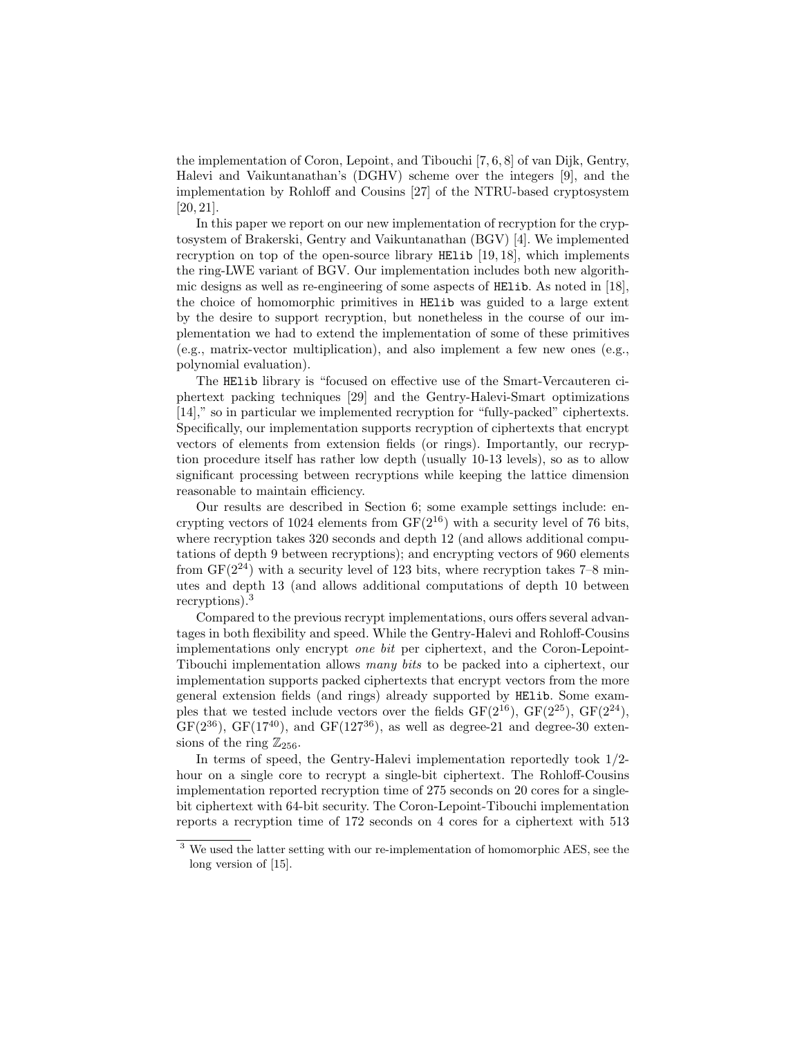the implementation of Coron, Lepoint, and Tibouchi [7, 6, 8] of van Dijk, Gentry, Halevi and Vaikuntanathan's (DGHV) scheme over the integers [9], and the implementation by Rohloff and Cousins [27] of the NTRU-based cryptosystem [20, 21].

In this paper we report on our new implementation of recryption for the cryptosystem of Brakerski, Gentry and Vaikuntanathan (BGV) [4]. We implemented recryption on top of the open-source library HElib [19, 18], which implements the ring-LWE variant of BGV. Our implementation includes both new algorithmic designs as well as re-engineering of some aspects of HElib. As noted in [18], the choice of homomorphic primitives in HElib was guided to a large extent by the desire to support recryption, but nonetheless in the course of our implementation we had to extend the implementation of some of these primitives (e.g., matrix-vector multiplication), and also implement a few new ones (e.g., polynomial evaluation).

The HElib library is "focused on effective use of the Smart-Vercauteren ciphertext packing techniques [29] and the Gentry-Halevi-Smart optimizations [14]," so in particular we implemented recryption for "fully-packed" ciphertexts. Specifically, our implementation supports recryption of ciphertexts that encrypt vectors of elements from extension fields (or rings). Importantly, our recryption procedure itself has rather low depth (usually 10-13 levels), so as to allow significant processing between recryptions while keeping the lattice dimension reasonable to maintain efficiency.

Our results are described in Section 6; some example settings include: encrypting vectors of 1024 elements from $\mathrm{GF}(2^{16})$ with a security level of 76 bits, where recryption takes 320 seconds and depth 12 (and allows additional computations of depth 9 between recryptions); and encrypting vectors of 960 elements from $\mathrm{GF}(2^{24})$ with a security level of 123 bits, where recryption takes 7–8 minutes and depth 13 (and allows additional computations of depth 10 between recryptions).[3]

Compared to the previous recrypt implementations, ours offers several advantages in both flexibility and speed. While the Gentry-Halevi and Rohloff-Cousins implementations only encrypt *one bit* per ciphertext, and the Coron-Lepoint-Tibouchi implementation allows *many bits* to be packed into a ciphertext, our implementation supports packed ciphertexts that encrypt vectors from the more general extension fields (and rings) already supported by HElib. Some examples that we tested include vectors over the fields $\mathrm{GF}(2^{16})$, $\mathrm{GF}(2^{25})$, $\mathrm{GF}(2^{24})$, $\mathrm{GF}(2^{36})$, $\mathrm{GF}(17^{40})$, and $\mathrm{GF}(127^{36})$, as well as degree-21 and degree-30 extensions of the ring $\mathbb{Z}_{256}$.

In terms of speed, the Gentry-Halevi implementation reportedly took 1/2-hour on a single core to recrypt a single-bit ciphertext. The Rohloff-Cousins implementation reported recryption time of 275 seconds on 20 cores for a single-bit ciphertext with 64-bit security. The Coron-Lepoint-Tibouchi implementation reports a recryption time of 172 seconds on 4 cores for a ciphertext with 513

[3] We used the latter setting with our re-implementation of homomorphic AES, see the long version of [15].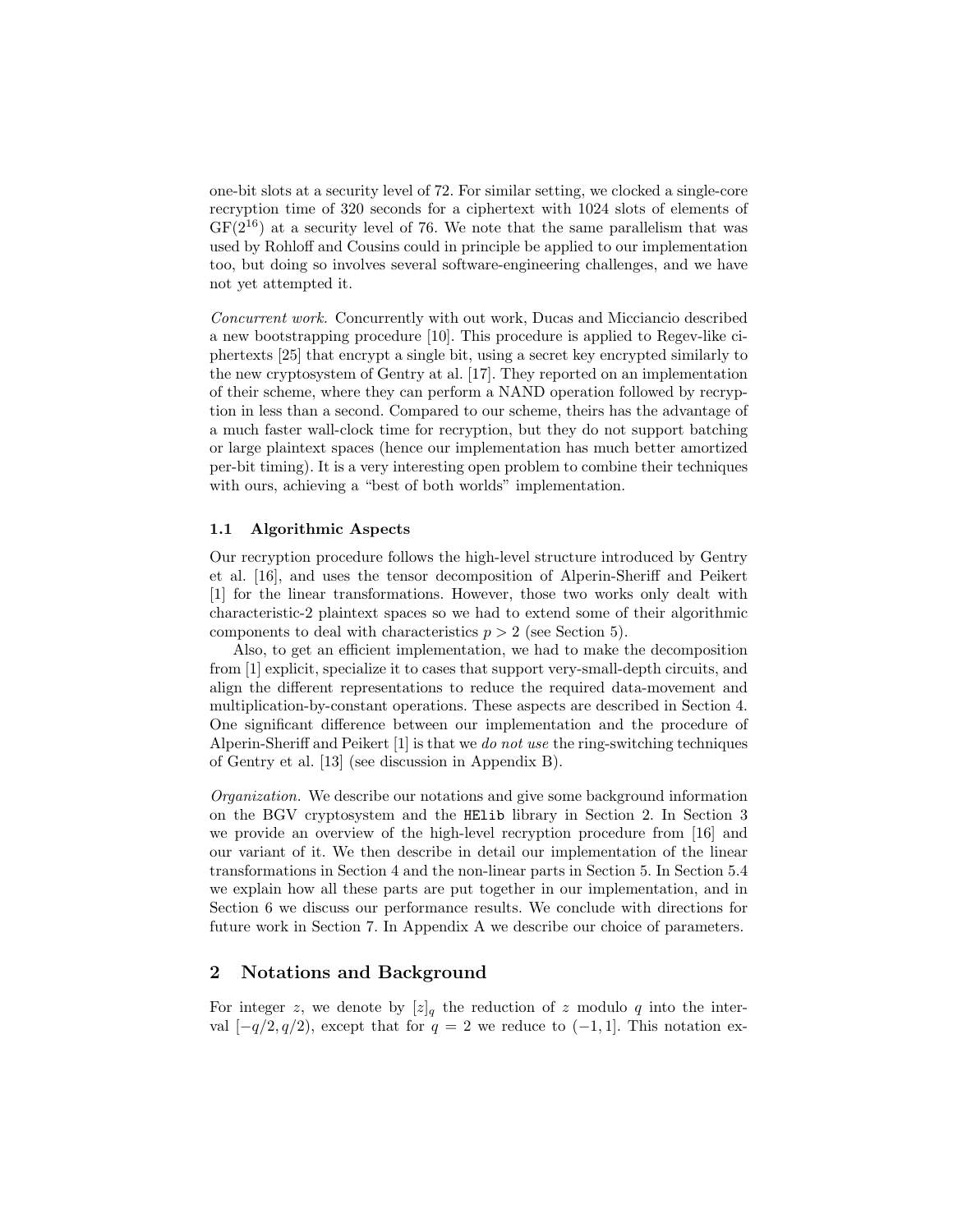one-bit slots at a security level of 72. For similar setting, we clocked a single-core recryption time of 320 seconds for a ciphertext with 1024 slots of elements of $\mathrm{GF}(2^{16})$ at a security level of 76. We note that the same parallelism that was used by Rohloff and Cousins could in principle be applied to our implementation too, but doing so involves several software-engineering challenges, and we have not yet attempted it.

*Concurrent work.* Concurrently with out work, Ducas and Micciancio described a new bootstrapping procedure [10]. This procedure is applied to Regev-like ciphertexts [25] that encrypt a single bit, using a secret key encrypted similarly to the new cryptosystem of Gentry at al. [17]. They reported on an implementation of their scheme, where they can perform a NAND operation followed by recryption in less than a second. Compared to our scheme, theirs has the advantage of a much faster wall-clock time for recryption, but they do not support batching or large plaintext spaces (hence our implementation has much better amortized per-bit timing). It is a very interesting open problem to combine their techniques with ours, achieving a "best of both worlds" implementation.

### 1.1 Algorithmic Aspects

Our recryption procedure follows the high-level structure introduced by Gentry et al. [16], and uses the tensor decomposition of Alperin-Sheriff and Peikert [1] for the linear transformations. However, those two works only dealt with characteristic-2 plaintext spaces so we had to extend some of their algorithmic components to deal with characteristics $p > 2$ (see Section 5).

Also, to get an efficient implementation, we had to make the decomposition from [1] explicit, specialize it to cases that support very-small-depth circuits, and align the different representations to reduce the required data-movement and multiplication-by-constant operations. These aspects are described in Section 4. One significant difference between our implementation and the procedure of Alperin-Sheriff and Peikert [1] is that we *do not use* the ring-switching techniques of Gentry et al. [13] (see discussion in Appendix B).

*Organization.* We describe our notations and give some background information on the BGV cryptosystem and the `HElib` library in Section 2. In Section 3 we provide an overview of the high-level recryption procedure from [16] and our variant of it. We then describe in detail our implementation of the linear transformations in Section 4 and the non-linear parts in Section 5. In Section 5.4 we explain how all these parts are put together in our implementation, and in Section 6 we discuss our performance results. We conclude with directions for future work in Section 7. In Appendix A we describe our choice of parameters.

## 2 Notations and Background

For integer $z$, we denote by $[z]_q$ the reduction of $z$ modulo $q$ into the interval $[-q/2, q/2)$, except that for $q = 2$ we reduce to $(-1, 1]$. This notation ex-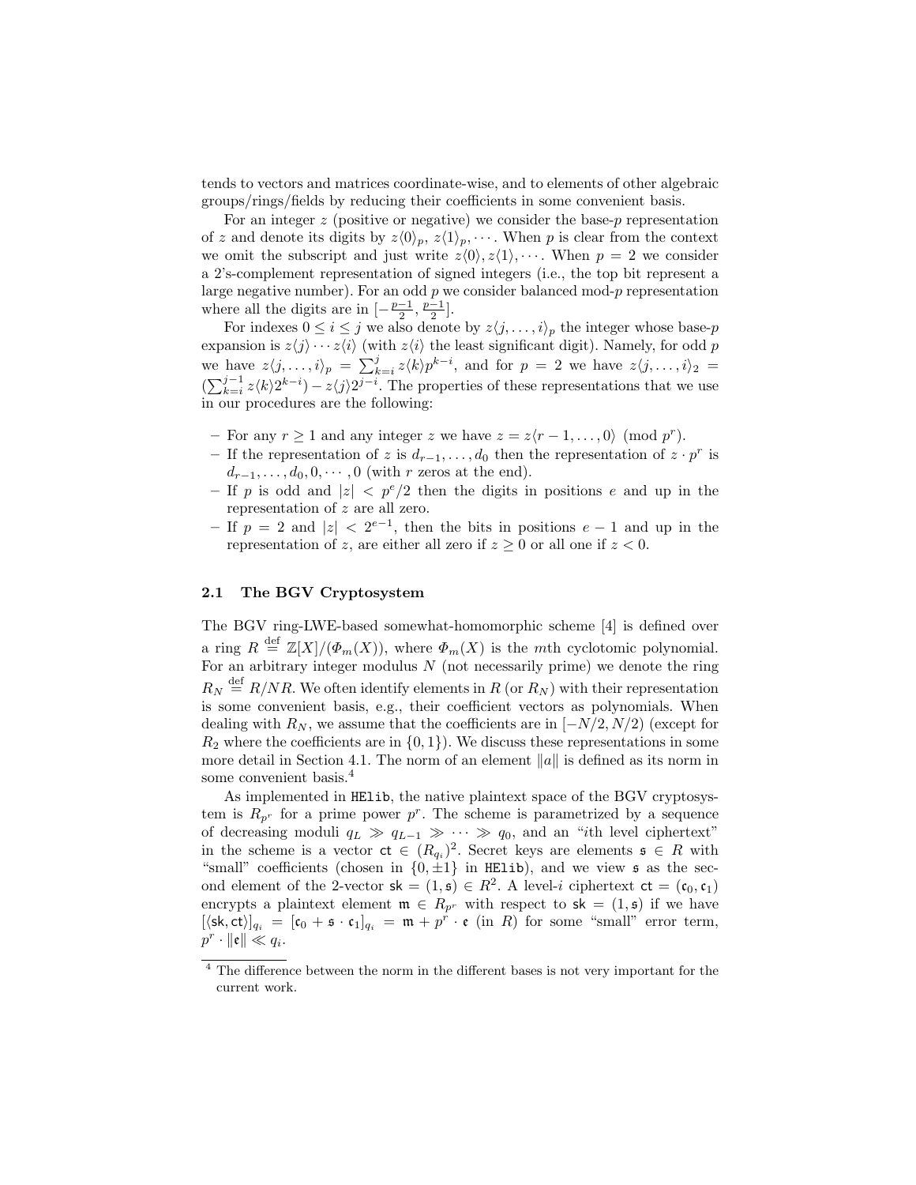tends to vectors and matrices coordinate-wise, and to elements of other algebraic groups/rings/fields by reducing their coefficients in some convenient basis.

For an integer $z$ (positive or negative) we consider the base-$p$ representation of $z$ and denote its digits by $z\langle 0\rangle_p$, $z\langle 1\rangle_p, \cdots$. When $p$ is clear from the context we omit the subscript and just write $z\langle 0\rangle, z\langle 1\rangle, \cdots$. When $p = 2$ we consider a 2's-complement representation of signed integers (i.e., the top bit represent a large negative number). For an odd $p$ we consider balanced mod-$p$ representation where all the digits are in $[-\frac{p-1}{2}, \frac{p-1}{2}]$.

For indexes $0 \le i \le j$ we also denote by $z\langle j, \ldots, i\rangle_p$ the integer whose base-$p$ expansion is $z\langle j\rangle \cdots z\langle i\rangle$ (with $z\langle i\rangle$ the least significant digit). Namely, for odd $p$ we have $z\langle j, \ldots, i\rangle_p = \sum_{k=i}^{j} z\langle k\rangle p^{k-i}$, and for $p = 2$ we have $z\langle j, \ldots, i\rangle_2 = (\sum_{k=i}^{j-1} z\langle k\rangle 2^{k-i}) - z\langle j\rangle 2^{j-i}$. The properties of these representations that we use in our procedures are the following:

- For any $r \ge 1$ and any integer $z$ we have $z = z\langle r-1, \ldots, 0\rangle \pmod{p^r}$.
- If the representation of $z$ is $d_{r-1}, \ldots, d_0$ then the representation of $z \cdot p^r$ is $d_{r-1}, \ldots, d_0, 0, \cdots, 0$ (with $r$ zeros at the end).
- If $p$ is odd and $|z| < p^e/2$ then the digits in positions $e$ and up in the representation of $z$ are all zero.
- If $p = 2$ and $|z| < 2^{e-1}$, then the bits in positions $e-1$ and up in the representation of $z$, are either all zero if $z \ge 0$ or all one if $z < 0$.

### 2.1 The BGV Cryptosystem

The BGV ring-LWE-based somewhat-homomorphic scheme [4] is defined over a ring $R \stackrel{\text{def}}{=} \mathbb{Z}[X]/(\Phi_m(X))$, where $\Phi_m(X)$ is the $m$th cyclotomic polynomial. For an arbitrary integer modulus $N$ (not necessarily prime) we denote the ring $R_N \stackrel{\text{def}}{=} R/NR$. We often identify elements in $R$ (or $R_N$) with their representation is some convenient basis, e.g., their coefficient vectors as polynomials. When dealing with $R_N$, we assume that the coefficients are in $[-N/2, N/2)$ (except for $R_2$ where the coefficients are in $\{0, 1\}$). We discuss these representations in some more detail in Section 4.1. The norm of an element $\|a\|$ is defined as its norm in some convenient basis.[4]

As implemented in HElib, the native plaintext space of the BGV cryptosystem is $R_{p^r}$ for a prime power $p^r$. The scheme is parametrized by a sequence of decreasing moduli $q_L \gg q_{L-1} \gg \cdots \gg q_0$, and an "$i$th level ciphertext" in the scheme is a vector $\mathsf{ct} \in (R_{q_i})^2$. Secret keys are elements $\mathfrak{s} \in R$ with "small" coefficients (chosen in $\{0, \pm 1\}$ in HElib), and we view $\mathfrak{s}$ as the second element of the 2-vector $\mathsf{sk} = (1, \mathfrak{s}) \in R^2$. A level-$i$ ciphertext $\mathsf{ct} = (\mathfrak{c}_0, \mathfrak{c}_1)$ encrypts a plaintext element $\mathfrak{m} \in R_{p^r}$ with respect to $\mathsf{sk} = (1, \mathfrak{s})$ if we have $[\langle \mathsf{sk}, \mathsf{ct}\rangle]_{q_i} = [\mathfrak{c}_0 + \mathfrak{s} \cdot \mathfrak{c}_1]_{q_i} = \mathfrak{m} + p^r \cdot \mathfrak{e}$ (in $R$) for some "small" error term, $p^r \cdot \|\mathfrak{e}\| \ll q_i$.

[4] The difference between the norm in the different bases is not very important for the current work.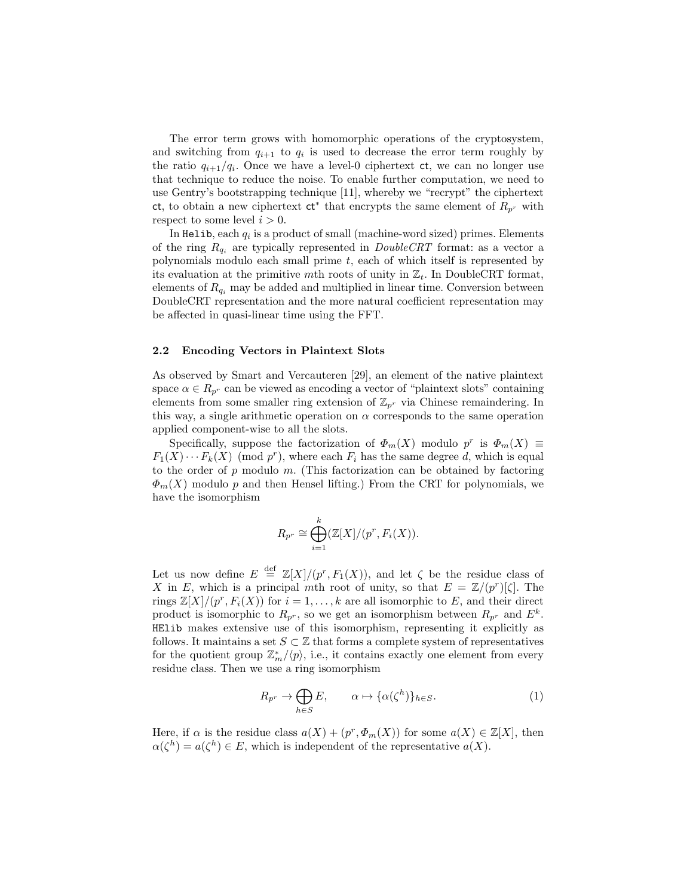The error term grows with homomorphic operations of the cryptosystem, and switching from $q_{i+1}$ to $q_i$ is used to decrease the error term roughly by the ratio $q_{i+1}/q_i$. Once we have a level-0 ciphertext $\mathsf{ct}$, we can no longer use that technique to reduce the noise. To enable further computation, we need to use Gentry's bootstrapping technique [11], whereby we "recrypt" the ciphertext $\mathsf{ct}$, to obtain a new ciphertext $\mathsf{ct}^*$ that encrypts the same element of $R_{p^r}$ with respect to some level $i > 0$.

In `Helib`, each $q_i$ is a product of small (machine-word sized) primes. Elements of the ring $R_{q_i}$ are typically represented in *DoubleCRT* format: as a vector a polynomials modulo each small prime $t$, each of which itself is represented by its evaluation at the primitive $m$th roots of unity in $\mathbb{Z}_t$. In DoubleCRT format, elements of $R_{q_i}$ may be added and multiplied in linear time. Conversion between DoubleCRT representation and the more natural coefficient representation may be affected in quasi-linear time using the FFT.

### 2.2 Encoding Vectors in Plaintext Slots

As observed by Smart and Vercauteren [29], an element of the native plaintext space $\alpha \in R_{p^r}$ can be viewed as encoding a vector of "plaintext slots" containing elements from some smaller ring extension of $\mathbb{Z}_{p^r}$ via Chinese remaindering. In this way, a single arithmetic operation on $\alpha$ corresponds to the same operation applied component-wise to all the slots.

Specifically, suppose the factorization of $\Phi_m(X)$ modulo $p^r$ is $\Phi_m(X) \equiv F_1(X) \cdots F_k(X) \pmod{p^r}$, where each $F_i$ has the same degree $d$, which is equal to the order of $p$ modulo $m$. (This factorization can be obtained by factoring $\Phi_m(X)$ modulo $p$ and then Hensel lifting.) From the CRT for polynomials, we have the isomorphism

$$R_{p^r} \cong \bigoplus_{i=1}^{k} (\mathbb{Z}[X]/(p^r, F_i(X))).$$

Let us now define $E \stackrel{\text{def}}{=} \mathbb{Z}[X]/(p^r, F_1(X))$, and let $\zeta$ be the residue class of $X$ in $E$, which is a principal $m$th root of unity, so that $E = \mathbb{Z}/(p^r)[\zeta]$. The rings $\mathbb{Z}[X]/(p^r, F_i(X))$ for $i = 1, \ldots, k$ are all isomorphic to $E$, and their direct product is isomorphic to $R_{p^r}$, so we get an isomorphism between $R_{p^r}$ and $E^k$. `HElib` makes extensive use of this isomorphism, representing it explicitly as follows. It maintains a set $S \subset \mathbb{Z}$ that forms a complete system of representatives for the quotient group $\mathbb{Z}_m^*/\langle p \rangle$, i.e., it contains exactly one element from every residue class. Then we use a ring isomorphism

$$R_{p^r} \to \bigoplus_{h \in S} E, \qquad \alpha \mapsto \{\alpha(\zeta^h)\}_{h \in S}. \tag{1}$$

Here, if $\alpha$ is the residue class $a(X) + (p^r, \Phi_m(X))$ for some $a(X) \in \mathbb{Z}[X]$, then $\alpha(\zeta^h) = a(\zeta^h) \in E$, which is independent of the representative $a(X)$.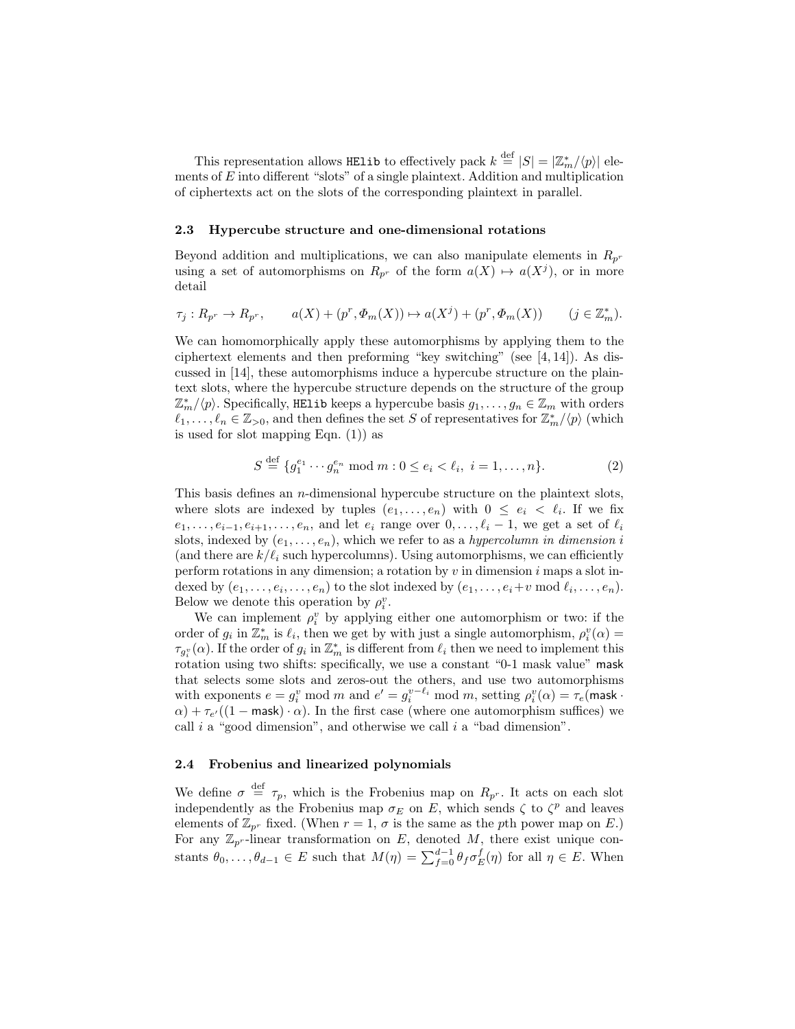This representation allows HElib to effectively pack $k \stackrel{\text{def}}{=} |S| = |\mathbb{Z}_m^*/\langle p \rangle|$ elements of $E$ into different "slots" of a single plaintext. Addition and multiplication of ciphertexts act on the slots of the corresponding plaintext in parallel.

### 2.3 Hypercube structure and one-dimensional rotations

Beyond addition and multiplications, we can also manipulate elements in $R_{p^r}$ using a set of automorphisms on $R_{p^r}$ of the form $a(X) \mapsto a(X^j)$, or in more detail

$$\tau_j : R_{p^r} \to R_{p^r}, \qquad a(X) + (p^r, \Phi_m(X)) \mapsto a(X^j) + (p^r, \Phi_m(X)) \qquad (j \in \mathbb{Z}_m^*).$$

We can homomorphically apply these automorphisms by applying them to the ciphertext elements and then preforming "key switching" (see [4, 14]). As discussed in [14], these automorphisms induce a hypercube structure on the plaintext slots, where the hypercube structure depends on the structure of the group $\mathbb{Z}_m^*/\langle p \rangle$. Specifically, HElib keeps a hypercube basis $g_1, \ldots, g_n \in \mathbb{Z}_m$ with orders $\ell_1, \ldots, \ell_n \in \mathbb{Z}_{>0}$, and then defines the set $S$ of representatives for $\mathbb{Z}_m^*/\langle p \rangle$ (which is used for slot mapping Eqn. (1)) as

$$S \stackrel{\text{def}}{=} \{g_1^{e_1} \cdots g_n^{e_n} \bmod m : 0 \le e_i < \ell_i, \ i = 1, \ldots, n\}. \tag{2}$$

This basis defines an $n$-dimensional hypercube structure on the plaintext slots, where slots are indexed by tuples $(e_1, \ldots, e_n)$ with $0 \le e_i < \ell_i$. If we fix $e_1, \ldots, e_{i-1}, e_{i+1}, \ldots, e_n$, and let $e_i$ range over $0, \ldots, \ell_i - 1$, we get a set of $\ell_i$ slots, indexed by $(e_1, \ldots, e_n)$, which we refer to as a *hypercolumn in dimension $i$* (and there are $k/\ell_i$ such hypercolumns). Using automorphisms, we can efficiently perform rotations in any dimension; a rotation by $v$ in dimension $i$ maps a slot indexed by $(e_1, \ldots, e_i, \ldots, e_n)$ to the slot indexed by $(e_1, \ldots, e_i + v \bmod \ell_i, \ldots, e_n)$. Below we denote this operation by $\rho_i^v$.

We can implement $\rho_i^v$ by applying either one automorphism or two: if the order of $g_i$ in $\mathbb{Z}_m^*$ is $\ell_i$, then we get by with just a single automorphism, $\rho_i^v(\alpha) = \tau_{g_i^v}(\alpha)$. If the order of $g_i$ in $\mathbb{Z}_m^*$ is different from $\ell_i$ then we need to implement this rotation using two shifts: specifically, we use a constant "0-1 mask value" $\mathsf{mask}$ that selects some slots and zeros-out the others, and use two automorphisms with exponents $e = g_i^v \bmod m$ and $e' = g_i^{v-\ell_i} \bmod m$, setting $\rho_i^v(\alpha) = \tau_e(\mathsf{mask} \cdot \alpha) + \tau_{e'}((1 - \mathsf{mask}) \cdot \alpha)$. In the first case (where one automorphism suffices) we call $i$ a "good dimension", and otherwise we call $i$ a "bad dimension".

### 2.4 Frobenius and linearized polynomials

We define $\sigma \stackrel{\text{def}}{=} \tau_p$, which is the Frobenius map on $R_{p^r}$. It acts on each slot independently as the Frobenius map $\sigma_E$ on $E$, which sends $\zeta$ to $\zeta^p$ and leaves elements of $\mathbb{Z}_{p^r}$ fixed. (When $r = 1$, $\sigma$ is the same as the $p$th power map on $E$.) For any $\mathbb{Z}_{p^r}$-linear transformation on $E$, denoted $M$, there exist unique constants $\theta_0, \ldots, \theta_{d-1} \in E$ such that $M(\eta) = \sum_{f=0}^{d-1} \theta_f \sigma_E^f(\eta)$ for all $\eta \in E$. When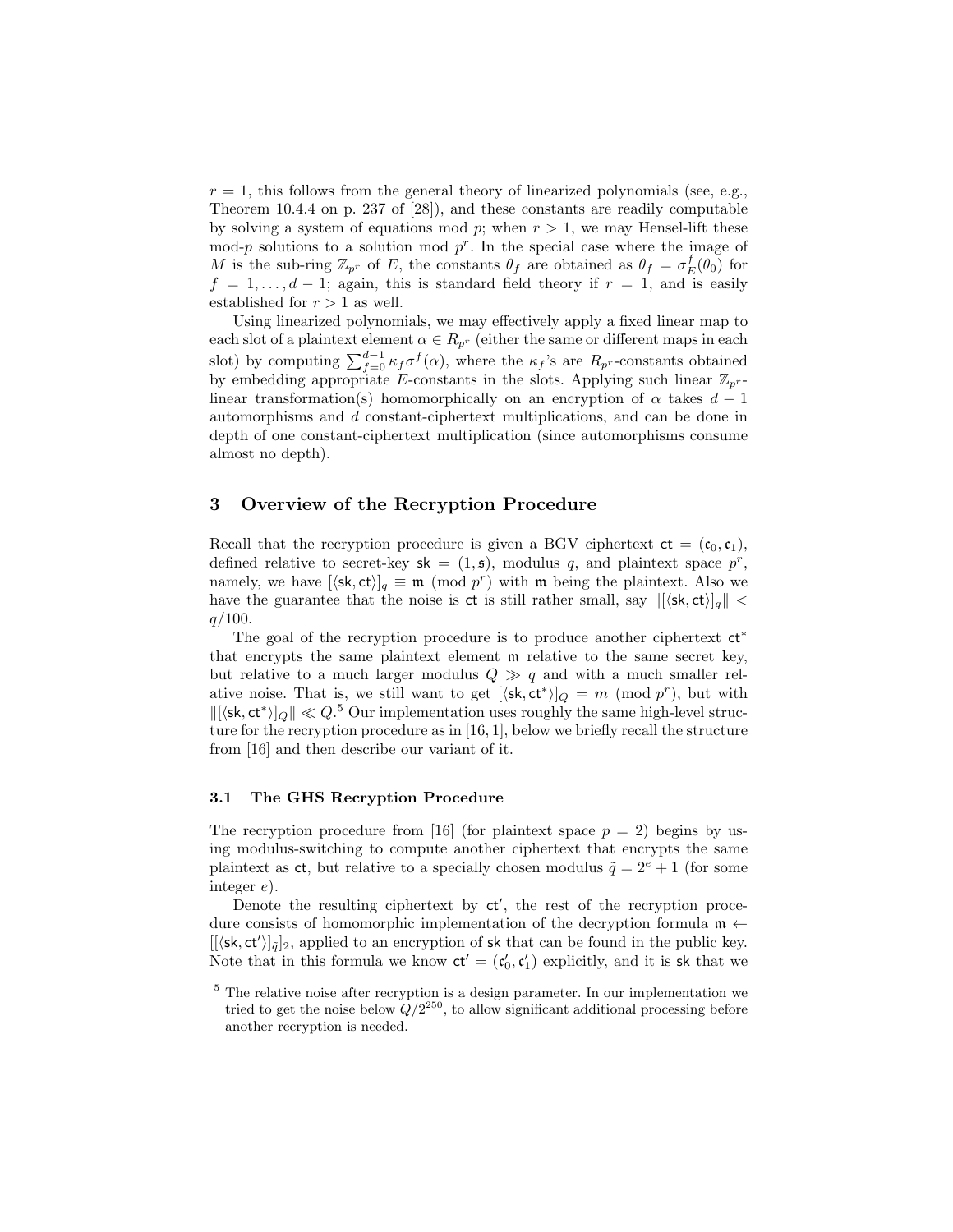$r = 1$, this follows from the general theory of linearized polynomials (see, e.g., Theorem 10.4.4 on p. 237 of [28]), and these constants are readily computable by solving a system of equations mod $p$; when $r > 1$, we may Hensel-lift these mod-$p$ solutions to a solution mod $p^r$. In the special case where the image of $M$ is the sub-ring $\mathbb{Z}_{p^r}$ of $E$, the constants $\theta_f$ are obtained as $\theta_f = \sigma_E^f(\theta_0)$ for $f = 1, \ldots, d-1$; again, this is standard field theory if $r = 1$, and is easily established for $r > 1$ as well.

Using linearized polynomials, we may effectively apply a fixed linear map to each slot of a plaintext element $\alpha \in R_{p^r}$ (either the same or different maps in each slot) by computing $\sum_{f=0}^{d-1} \kappa_f \sigma^f(\alpha)$, where the $\kappa_f$'s are $R_{p^r}$-constants obtained by embedding appropriate $E$-constants in the slots. Applying such linear $\mathbb{Z}_{p^r}$-linear transformation(s) homomorphically on an encryption of $\alpha$ takes $d-1$ automorphisms and $d$ constant-ciphertext multiplications, and can be done in depth of one constant-ciphertext multiplication (since automorphisms consume almost no depth).

## 3 Overview of the Recryption Procedure

Recall that the recryption procedure is given a BGV ciphertext $\mathsf{ct} = (\mathfrak{c}_0, \mathfrak{c}_1)$, defined relative to secret-key $\mathsf{sk} = (1, \mathfrak{s})$, modulus $q$, and plaintext space $p^r$, namely, we have $[\langle \mathsf{sk}, \mathsf{ct} \rangle]_q \equiv \mathfrak{m} \pmod{p^r}$ with $\mathfrak{m}$ being the plaintext. Also we have the guarantee that the noise is $\mathsf{ct}$ is still rather small, say $\|[\langle \mathsf{sk}, \mathsf{ct} \rangle]_q\| < q/100$.

The goal of the recryption procedure is to produce another ciphertext $\mathsf{ct}^*$ that encrypts the same plaintext element $\mathfrak{m}$ relative to the same secret key, but relative to a much larger modulus $Q \gg q$ and with a much smaller relative noise. That is, we still want to get $[\langle \mathsf{sk}, \mathsf{ct}^* \rangle]_Q = m \pmod{p^r}$, but with $\|[\langle \mathsf{sk}, \mathsf{ct}^* \rangle]_Q\| \ll Q$.[5] Our implementation uses roughly the same high-level structure for the recryption procedure as in [16, 1], below we briefly recall the structure from [16] and then describe our variant of it.

### 3.1 The GHS Recryption Procedure

The recryption procedure from [16] (for plaintext space $p = 2$) begins by using modulus-switching to compute another ciphertext that encrypts the same plaintext as $\mathsf{ct}$, but relative to a specially chosen modulus $\tilde{q} = 2^e + 1$ (for some integer $e$).

Denote the resulting ciphertext by $\mathsf{ct}'$, the rest of the recryption procedure consists of homomorphic implementation of the decryption formula $\mathfrak{m} \leftarrow [[\langle \mathsf{sk}, \mathsf{ct}' \rangle]_{\tilde{q}}]_2$, applied to an encryption of $\mathsf{sk}$ that can be found in the public key. Note that in this formula we know $\mathsf{ct}' = (\mathfrak{c}'_0, \mathfrak{c}'_1)$ explicitly, and it is $\mathsf{sk}$ that we

---

[5] The relative noise after recryption is a design parameter. In our implementation we tried to get the noise below $Q/2^{250}$, to allow significant additional processing before another recryption is needed.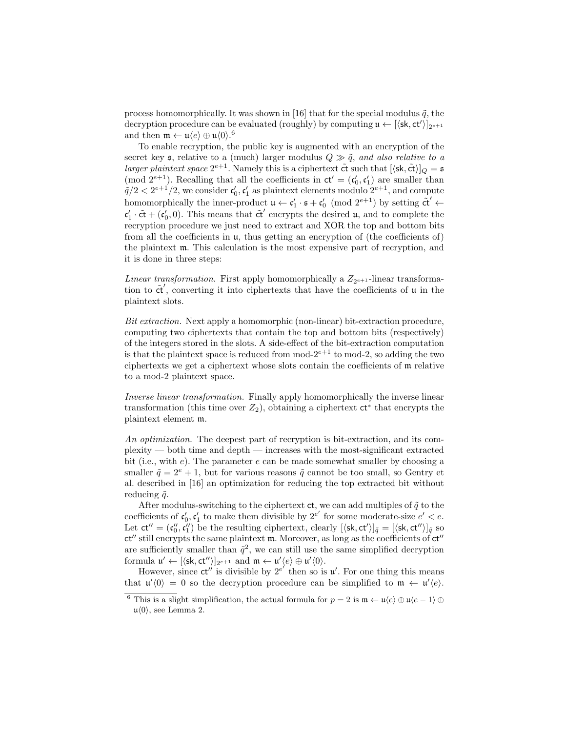process homomorphically. It was shown in [16] that for the special modulus $\tilde{q}$, the decryption procedure can be evaluated (roughly) by computing $\mathfrak{u} \leftarrow [\langle \mathsf{sk}, \mathsf{ct}' \rangle]_{2^{e+1}}$ and then $\mathfrak{m} \leftarrow \mathfrak{u}\langle e \rangle \oplus \mathfrak{u}\langle 0 \rangle$.[6]

To enable recryption, the public key is augmented with an encryption of the secret key $\mathfrak{s}$, relative to a (much) larger modulus $Q \gg \tilde{q}$, *and also relative to a larger plaintext space* $2^{e+1}$. Namely this is a ciphertext $\tilde{\mathsf{ct}}$ such that $[\langle \mathsf{sk}, \tilde{\mathsf{ct}} \rangle]_Q = \mathfrak{s} \pmod{2^{e+1}}$. Recalling that all the coefficients in $\mathsf{ct}' = (\mathfrak{c}_0', \mathfrak{c}_1')$ are smaller than $\tilde{q}/2 < 2^{e+1}/2$, we consider $\mathfrak{c}_0', \mathfrak{c}_1'$ as plaintext elements modulo $2^{e+1}$, and compute homomorphically the inner-product $\mathfrak{u} \leftarrow \mathfrak{c}_1' \cdot \mathfrak{s} + \mathfrak{c}_0' \pmod{2^{e+1}}$ by setting $\tilde{\mathsf{ct}}' \leftarrow \mathfrak{c}_1' \cdot \tilde{\mathsf{ct}} + (\mathfrak{c}_0', 0)$. This means that $\tilde{\mathsf{ct}}'$ encrypts the desired $\mathfrak{u}$, and to complete the recryption procedure we just need to extract and XOR the top and bottom bits from all the coefficients in $\mathfrak{u}$, thus getting an encryption of (the coefficients of) the plaintext $\mathfrak{m}$. This calculation is the most expensive part of recryption, and it is done in three steps:

*Linear transformation.* First apply homomorphically a $Z_{2^{e+1}}$-linear transformation to $\tilde{\mathsf{ct}}'$, converting it into ciphertexts that have the coefficients of $\mathfrak{u}$ in the plaintext slots.

*Bit extraction.* Next apply a homomorphic (non-linear) bit-extraction procedure, computing two ciphertexts that contain the top and bottom bits (respectively) of the integers stored in the slots. A side-effect of the bit-extraction computation is that the plaintext space is reduced from mod-$2^{e+1}$ to mod-2, so adding the two ciphertexts we get a ciphertext whose slots contain the coefficients of $\mathfrak{m}$ relative to a mod-2 plaintext space.

*Inverse linear transformation.* Finally apply homomorphically the inverse linear transformation (this time over $Z_2$), obtaining a ciphertext $\mathsf{ct}^*$ that encrypts the plaintext element $\mathfrak{m}$.

*An optimization.* The deepest part of recryption is bit-extraction, and its complexity — both time and depth — increases with the most-significant extracted bit (i.e., with $e$). The parameter $e$ can be made somewhat smaller by choosing a smaller $\tilde{q} = 2^e + 1$, but for various reasons $\tilde{q}$ cannot be too small, so Gentry et al. described in [16] an optimization for reducing the top extracted bit without reducing $\tilde{q}$.

After modulus-switching to the ciphertext $\mathsf{ct}$, we can add multiples of $\tilde{q}$ to the coefficients of $\mathfrak{c}_0', \mathfrak{c}_1'$ to make them divisible by $2^{e'}$ for some moderate-size $e' < e$. Let $\mathsf{ct}'' = (\mathfrak{c}_0'', \mathfrak{c}_1'')$ be the resulting ciphertext, clearly $[\langle \mathsf{sk}, \mathsf{ct}' \rangle]_{\tilde{q}} = [\langle \mathsf{sk}, \mathsf{ct}'' \rangle]_{\tilde{q}}$ so $\mathsf{ct}''$ still encrypts the same plaintext $\mathfrak{m}$. Moreover, as long as the coefficients of $\mathsf{ct}''$ are sufficiently smaller than $\tilde{q}^2$, we can still use the same simplified decryption formula $\mathfrak{u}' \leftarrow [\langle \mathsf{sk}, \mathsf{ct}'' \rangle]_{2^{e+1}}$ and $\mathfrak{m} \leftarrow \mathfrak{u}'\langle e \rangle \oplus \mathfrak{u}'\langle 0 \rangle$.

However, since $\mathsf{ct}''$ is divisible by $2^{e'}$ then so is $\mathfrak{u}'$. For one thing this means that $\mathfrak{u}'\langle 0 \rangle = 0$ so the decryption procedure can be simplified to $\mathfrak{m} \leftarrow \mathfrak{u}'\langle e \rangle$.

[6] This is a slight simplification, the actual formula for $p = 2$ is $\mathfrak{m} \leftarrow \mathfrak{u}\langle e \rangle \oplus \mathfrak{u}\langle e-1 \rangle \oplus \mathfrak{u}\langle 0 \rangle$, see Lemma 2.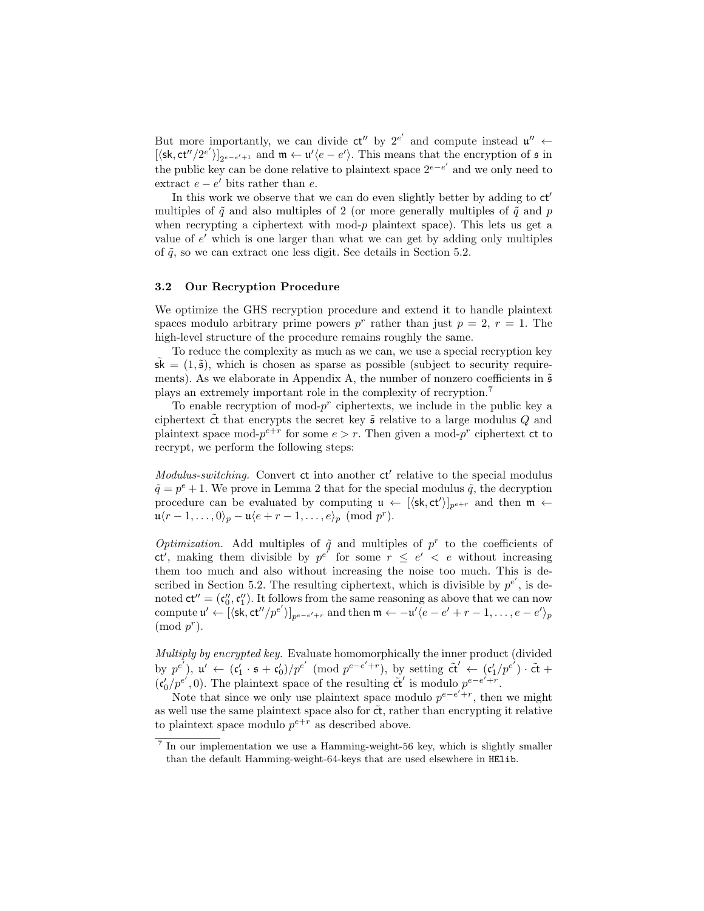But more importantly, we can divide $\mathsf{ct}''$ by $2^{e'}$ and compute instead $\mathfrak{u}'' \leftarrow [\langle \mathsf{sk}, \mathsf{ct}''/2^{e'} \rangle]_{2^{e-e'+1}}$ and $\mathfrak{m} \leftarrow \mathfrak{u}'\langle e - e' \rangle$. This means that the encryption of $\mathfrak{s}$ in the public key can be done relative to plaintext space $2^{e-e'}$ and we only need to extract $e - e'$ bits rather than $e$.

In this work we observe that we can do even slightly better by adding to $\mathsf{ct}'$ multiples of $\tilde{q}$ and also multiples of 2 (or more generally multiples of $\tilde{q}$ and $p$ when recrypting a ciphertext with mod-$p$ plaintext space). This lets us get a value of $e'$ which is one larger than what we can get by adding only multiples of $\tilde{q}$, so we can extract one less digit. See details in Section 5.2.

### 3.2 Our Recryption Procedure

We optimize the GHS recryption procedure and extend it to handle plaintext spaces modulo arbitrary prime powers $p^r$ rather than just $p = 2$, $r = 1$. The high-level structure of the procedure remains roughly the same.

To reduce the complexity as much as we can, we use a special recryption key $\tilde{\mathsf{sk}} = (1, \tilde{\mathfrak{s}})$, which is chosen as sparse as possible (subject to security requirements). As we elaborate in Appendix A, the number of nonzero coefficients in $\tilde{\mathfrak{s}}$ plays an extremely important role in the complexity of recryption.[7]

To enable recryption of mod-$p^r$ ciphertexts, we include in the public key a ciphertext $\tilde{\mathsf{ct}}$ that encrypts the secret key $\tilde{\mathfrak{s}}$ relative to a large modulus $Q$ and plaintext space mod-$p^{e+r}$ for some $e > r$. Then given a mod-$p^r$ ciphertext $\mathsf{ct}$ to recrypt, we perform the following steps:

*Modulus-switching.* Convert $\mathsf{ct}$ into another $\mathsf{ct}'$ relative to the special modulus $\tilde{q} = p^e + 1$. We prove in Lemma 2 that for the special modulus $\tilde{q}$, the decryption procedure can be evaluated by computing $\mathfrak{u} \leftarrow [\langle \mathsf{sk}, \mathsf{ct}' \rangle]_{p^{e+r}}$ and then $\mathfrak{m} \leftarrow \mathfrak{u}\langle r-1, \ldots, 0 \rangle_p - \mathfrak{u}\langle e+r-1, \ldots, e \rangle_p \pmod{p^r}$.

*Optimization.* Add multiples of $\tilde{q}$ and multiples of $p^r$ to the coefficients of $\mathsf{ct}'$, making them divisible by $p^{e'}$ for some $r \le e' < e$ without increasing them too much and also without increasing the noise too much. This is described in Section 5.2. The resulting ciphertext, which is divisible by $p^{e'}$, is denoted $\mathsf{ct}'' = (\mathfrak{c}_0'', \mathfrak{c}_1'')$. It follows from the same reasoning as above that we can now compute $\mathfrak{u}' \leftarrow [\langle \mathsf{sk}, \mathsf{ct}''/p^{e'} \rangle]_{p^{e-e'+r}}$ and then $\mathfrak{m} \leftarrow -\mathfrak{u}'\langle e-e'+r-1, \ldots, e-e' \rangle_p \pmod{p^r}$.

*Multiply by encrypted key.* Evaluate homomorphically the inner product (divided by $p^{e'}$), $\mathfrak{u}' \leftarrow (\mathfrak{c}_1' \cdot \mathfrak{s} + \mathfrak{c}_0')/p^{e'} \pmod{p^{e-e'+r}}$, by setting $\tilde{\mathsf{ct}}' \leftarrow (\mathfrak{c}_1'/p^{e'}) \cdot \tilde{\mathsf{ct}} + (\mathfrak{c}_0'/p^{e'}, 0)$. The plaintext space of the resulting $\tilde{\mathsf{ct}}'$ is modulo $p^{e-e'+r}$.

Note that since we only use plaintext space modulo $p^{e-e'+r}$, then we might as well use the same plaintext space also for $\tilde{\mathsf{ct}}$, rather than encrypting it relative to plaintext space modulo $p^{e+r}$ as described above.

---

[7] In our implementation we use a Hamming-weight-56 key, which is slightly smaller than the default Hamming-weight-64-keys that are used elsewhere in HElib.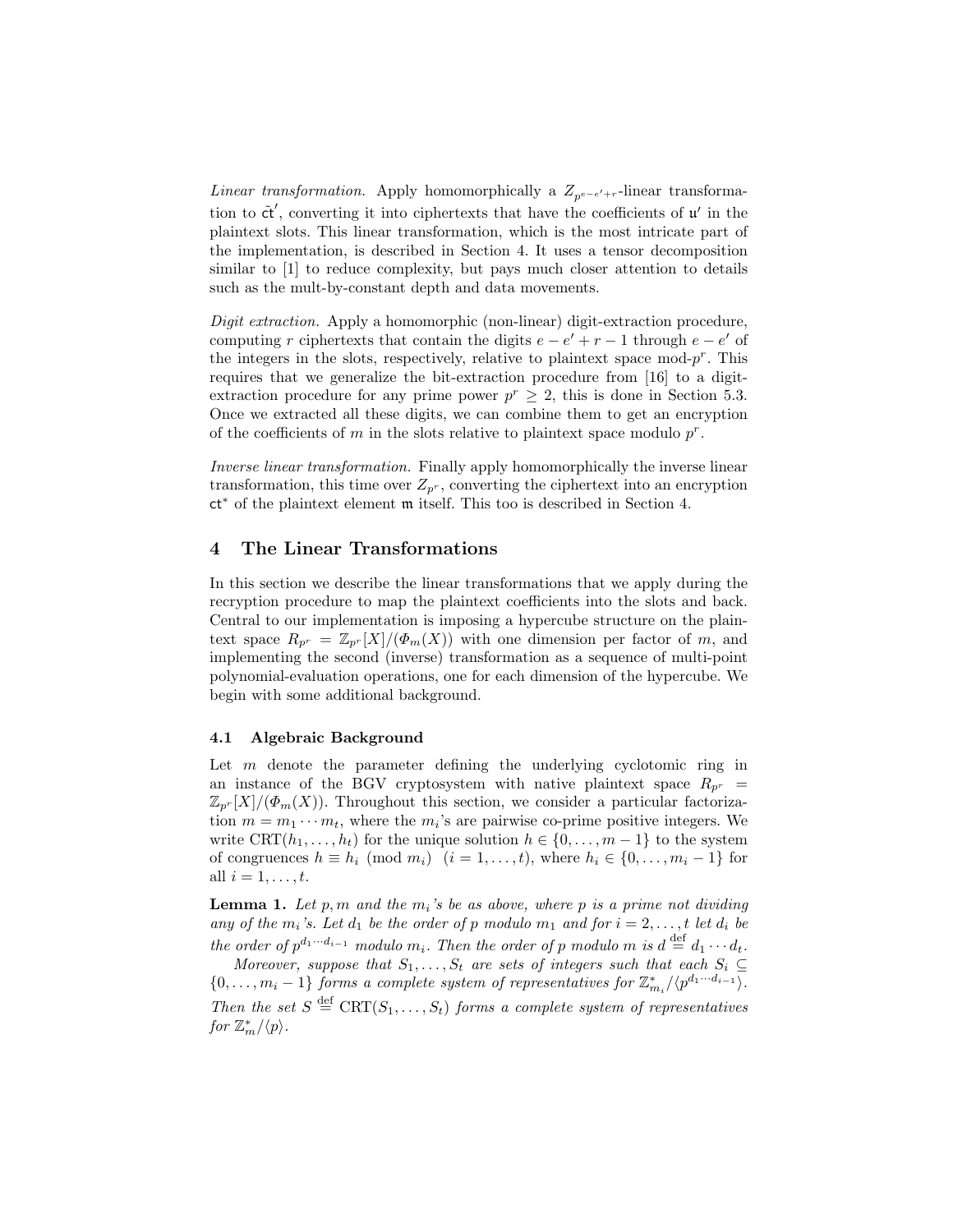*Linear transformation.* Apply homomorphically a $Z_{p^{e-e'+r}}$-linear transformation to $\tilde{\mathsf{ct}}'$, converting it into ciphertexts that have the coefficients of $\mathfrak{u}'$ in the plaintext slots. This linear transformation, which is the most intricate part of the implementation, is described in Section 4. It uses a tensor decomposition similar to [1] to reduce complexity, but pays much closer attention to details such as the mult-by-constant depth and data movements.

*Digit extraction.* Apply a homomorphic (non-linear) digit-extraction procedure, computing $r$ ciphertexts that contain the digits $e-e'+r-1$ through $e-e'$ of the integers in the slots, respectively, relative to plaintext space mod-$p^r$. This requires that we generalize the bit-extraction procedure from [16] to a digit-extraction procedure for any prime power $p^r \geq 2$, this is done in Section 5.3. Once we extracted all these digits, we can combine them to get an encryption of the coefficients of $m$ in the slots relative to plaintext space modulo $p^r$.

*Inverse linear transformation.* Finally apply homomorphically the inverse linear transformation, this time over $Z_{p^r}$, converting the ciphertext into an encryption $\mathsf{ct}^*$ of the plaintext element $\mathfrak{m}$ itself. This too is described in Section 4.

## 4 The Linear Transformations

In this section we describe the linear transformations that we apply during the recryption procedure to map the plaintext coefficients into the slots and back. Central to our implementation is imposing a hypercube structure on the plaintext space $R_{p^r} = \mathbb{Z}_{p^r}[X]/(\Phi_m(X))$ with one dimension per factor of $m$, and implementing the second (inverse) transformation as a sequence of multi-point polynomial-evaluation operations, one for each dimension of the hypercube. We begin with some additional background.

### 4.1 Algebraic Background

Let $m$ denote the parameter defining the underlying cyclotomic ring in an instance of the BGV cryptosystem with native plaintext space $R_{p^r} = \mathbb{Z}_{p^r}[X]/(\Phi_m(X))$. Throughout this section, we consider a particular factorization $m = m_1 \cdots m_t$, where the $m_i$'s are pairwise co-prime positive integers. We write $\mathrm{CRT}(h_1, \ldots, h_t)$ for the unique solution $h \in \{0, \ldots, m-1\}$ to the system of congruences $h \equiv h_i \pmod{m_i}$ $(i = 1, \ldots, t)$, where $h_i \in \{0, \ldots, m_i - 1\}$ for all $i = 1, \ldots, t$.

**Lemma 1.** *Let $p, m$ and the $m_i$'s be as above, where $p$ is a prime not dividing any of the $m_i$'s. Let $d_1$ be the order of $p$ modulo $m_1$ and for $i = 2, \ldots, t$ let $d_i$ be the order of $p^{d_1 \cdots d_{i-1}}$ modulo $m_i$. Then the order of $p$ modulo $m$ is $d \stackrel{\text{def}}{=} d_1 \cdots d_t$.*

*Moreover, suppose that $S_1, \ldots, S_t$ are sets of integers such that each $S_i \subseteq \{0, \ldots, m_i - 1\}$ forms a complete system of representatives for $\mathbb{Z}^*_{m_i}/\langle p^{d_1 \cdots d_{i-1}} \rangle$. Then the set $S \stackrel{\text{def}}{=} \mathrm{CRT}(S_1, \ldots, S_t)$ forms a complete system of representatives for $\mathbb{Z}^*_m/\langle p \rangle$.*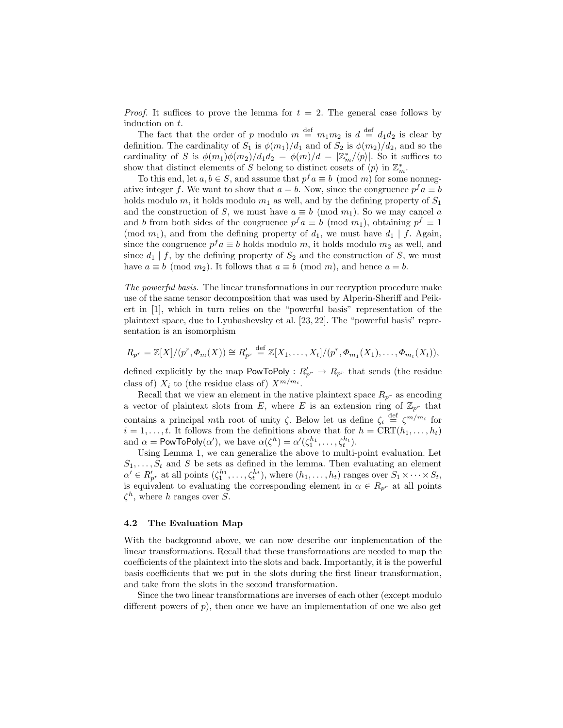*Proof.* It suffices to prove the lemma for $t = 2$. The general case follows by induction on $t$.

The fact that the order of $p$ modulo $m \stackrel{\text{def}}{=} m_1 m_2$ is $d \stackrel{\text{def}}{=} d_1 d_2$ is clear by definition. The cardinality of $S_1$ is $\phi(m_1)/d_1$ and of $S_2$ is $\phi(m_2)/d_2$, and so the cardinality of $S$ is $\phi(m_1)\phi(m_2)/d_1 d_2 = \phi(m)/d = |\mathbb{Z}_m^*/\langle p \rangle|$. So it suffices to show that distinct elements of $S$ belong to distinct cosets of $\langle p \rangle$ in $\mathbb{Z}_m^*$.

To this end, let $a, b \in S$, and assume that $p^f a \equiv b \pmod{m}$ for some nonnegative integer $f$. We want to show that $a = b$. Now, since the congruence $p^f a \equiv b$ holds modulo $m$, it holds modulo $m_1$ as well, and by the defining property of $S_1$ and the construction of $S$, we must have $a \equiv b \pmod{m_1}$. So we may cancel $a$ and $b$ from both sides of the congruence $p^f a \equiv b \pmod{m_1}$, obtaining $p^f \equiv 1 \pmod{m_1}$, and from the defining property of $d_1$, we must have $d_1 \mid f$. Again, since the congruence $p^f a \equiv b$ holds modulo $m$, it holds modulo $m_2$ as well, and since $d_1 \mid f$, by the defining property of $S_2$ and the construction of $S$, we must have $a \equiv b \pmod{m_2}$. It follows that $a \equiv b \pmod{m}$, and hence $a = b$.

*The powerful basis.* The linear transformations in our recryption procedure make use of the same tensor decomposition that was used by Alperin-Sheriff and Peikert in [1], which in turn relies on the "powerful basis" representation of the plaintext space, due to Lyubashevsky et al. [23, 22]. The "powerful basis" representation is an isomorphism

$$R_{p^r} = \mathbb{Z}[X]/(p^r, \Phi_m(X)) \cong R'_{p^r} \stackrel{\text{def}}{=} \mathbb{Z}[X_1, \ldots, X_t]/(p^r, \Phi_{m_1}(X_1), \ldots, \Phi_{m_t}(X_t)),$$

defined explicitly by the map $\mathsf{PowToPoly} : R'_{p^r} \to R_{p^r}$ that sends (the residue class of) $X_i$ to (the residue class of) $X^{m/m_i}$.

Recall that we view an element in the native plaintext space $R_{p^r}$ as encoding a vector of plaintext slots from $E$, where $E$ is an extension ring of $\mathbb{Z}_{p^r}$ that contains a principal $m$th root of unity $\zeta$. Below let us define $\zeta_i \stackrel{\text{def}}{=} \zeta^{m/m_i}$ for $i = 1, \ldots, t$. It follows from the definitions above that for $h = \mathrm{CRT}(h_1, \ldots, h_t)$ and $\alpha = \mathsf{PowToPoly}(\alpha')$, we have $\alpha(\zeta^h) = \alpha'(\zeta_1^{h_1}, \ldots, \zeta_t^{h_t})$.

Using Lemma 1, we can generalize the above to multi-point evaluation. Let $S_1, \ldots, S_t$ and $S$ be sets as defined in the lemma. Then evaluating an element $\alpha' \in R'_{p^r}$ at all points $(\zeta_1^{h_1}, \ldots, \zeta_t^{h_t})$, where $(h_1, \ldots, h_t)$ ranges over $S_1 \times \cdots \times S_t$, is equivalent to evaluating the corresponding element in $\alpha \in R_{p^r}$ at all points $\zeta^h$, where $h$ ranges over $S$.

### 4.2 The Evaluation Map

With the background above, we can now describe our implementation of the linear transformations. Recall that these transformations are needed to map the coefficients of the plaintext into the slots and back. Importantly, it is the powerful basis coefficients that we put in the slots during the first linear transformation, and take from the slots in the second transformation.

Since the two linear transformations are inverses of each other (except modulo different powers of $p$), then once we have an implementation of one we also get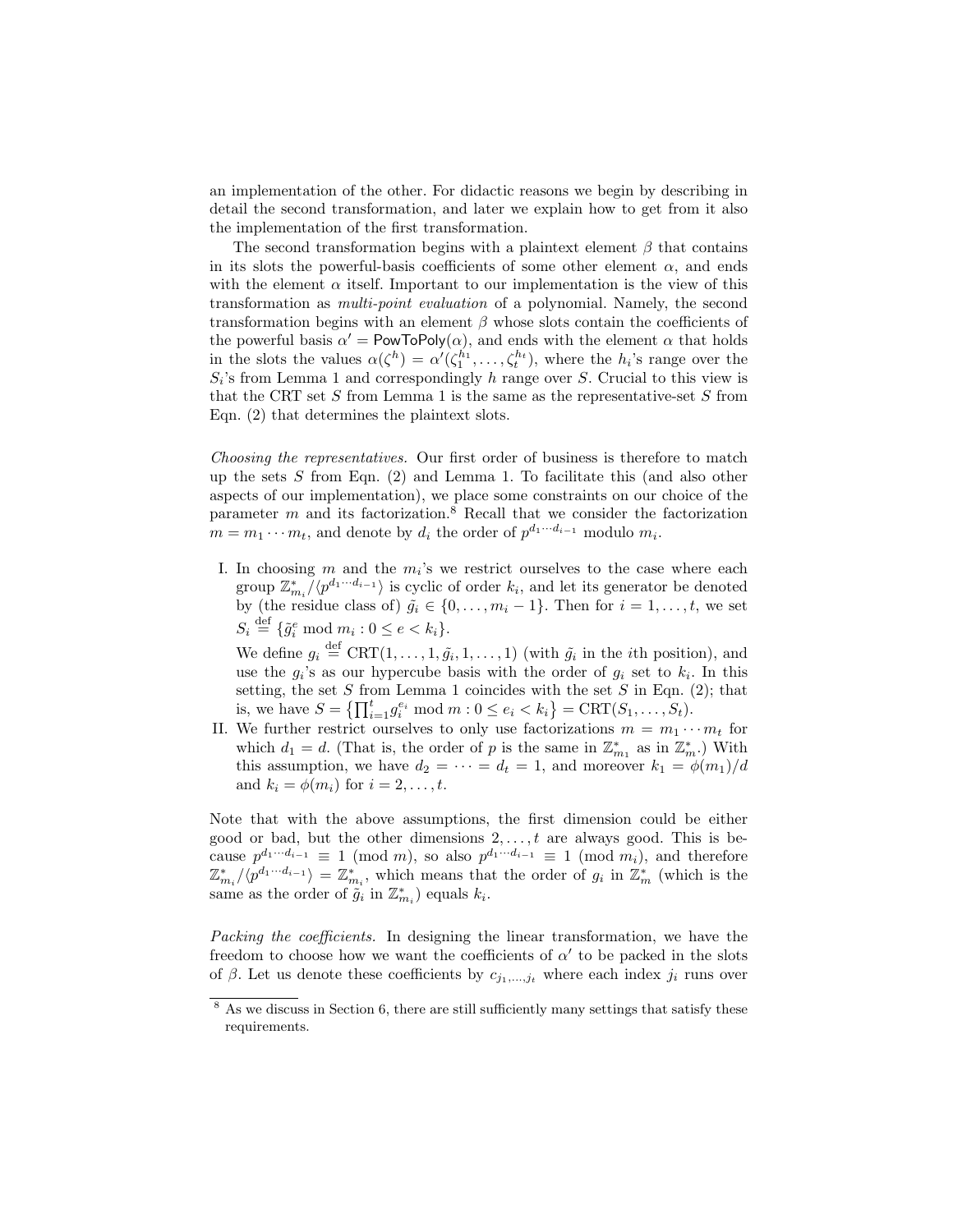an implementation of the other. For didactic reasons we begin by describing in detail the second transformation, and later we explain how to get from it also the implementation of the first transformation.

The second transformation begins with a plaintext element $\beta$ that contains in its slots the powerful-basis coefficients of some other element $\alpha$, and ends with the element $\alpha$ itself. Important to our implementation is the view of this transformation as *multi-point evaluation* of a polynomial. Namely, the second transformation begins with an element $\beta$ whose slots contain the coefficients of the powerful basis $\alpha' = \mathsf{PowToPoly}(\alpha)$, and ends with the element $\alpha$ that holds in the slots the values $\alpha(\zeta^h) = \alpha'(\zeta_1^{h_1}, \ldots, \zeta_t^{h_t})$, where the $h_i$'s range over the $S_i$'s from Lemma 1 and correspondingly $h$ range over $S$. Crucial to this view is that the CRT set $S$ from Lemma 1 is the same as the representative-set $S$ from Eqn. (2) that determines the plaintext slots.

*Choosing the representatives.* Our first order of business is therefore to match up the sets $S$ from Eqn. (2) and Lemma 1. To facilitate this (and also other aspects of our implementation), we place some constraints on our choice of the parameter $m$ and its factorization.[8] Recall that we consider the factorization $m = m_1 \cdots m_t$, and denote by $d_i$ the order of $p^{d_1 \cdots d_{i-1}}$ modulo $m_i$.

I. In choosing $m$ and the $m_i$'s we restrict ourselves to the case where each group $\mathbb{Z}_{m_i}^* / \langle p^{d_1 \cdots d_{i-1}} \rangle$ is cyclic of order $k_i$, and let its generator be denoted by (the residue class of) $\tilde{g}_i \in \{0, \ldots, m_i - 1\}$. Then for $i = 1, \ldots, t$, we set $S_i \stackrel{\text{def}}{=} \{\tilde{g}_i^e \bmod m_i : 0 \leq e < k_i\}$.

   We define $g_i \stackrel{\text{def}}{=} \text{CRT}(1, \ldots, 1, \tilde{g}_i, 1, \ldots, 1)$ (with $\tilde{g}_i$ in the $i$th position), and use the $g_i$'s as our hypercube basis with the order of $g_i$ set to $k_i$. In this setting, the set $S$ from Lemma 1 coincides with the set $S$ in Eqn. (2); that is, we have $S = \left\{ \prod_{i=1}^{t} g_i^{e_i} \bmod m : 0 \leq e_i < k_i \right\} = \text{CRT}(S_1, \ldots, S_t)$.

II. We further restrict ourselves to only use factorizations $m = m_1 \cdots m_t$ for which $d_1 = d$. (That is, the order of $p$ is the same in $\mathbb{Z}_{m_1}^*$ as in $\mathbb{Z}_m^*$.) With this assumption, we have $d_2 = \cdots = d_t = 1$, and moreover $k_1 = \phi(m_1)/d$ and $k_i = \phi(m_i)$ for $i = 2, \ldots, t$.

Note that with the above assumptions, the first dimension could be either good or bad, but the other dimensions $2, \ldots, t$ are always good. This is because $p^{d_1 \cdots d_{i-1}} \equiv 1 \pmod{m}$, so also $p^{d_1 \cdots d_{i-1}} \equiv 1 \pmod{m_i}$, and therefore $\mathbb{Z}_{m_i}^* / \langle p^{d_1 \cdots d_{i-1}} \rangle = \mathbb{Z}_{m_i}^*$, which means that the order of $g_i$ in $\mathbb{Z}_m^*$ (which is the same as the order of $\tilde{g}_i$ in $\mathbb{Z}_{m_i}^*$) equals $k_i$.

*Packing the coefficients.* In designing the linear transformation, we have the freedom to choose how we want the coefficients of $\alpha'$ to be packed in the slots of $\beta$. Let us denote these coefficients by $c_{j_1, \ldots, j_t}$ where each index $j_i$ runs over

[8] As we discuss in Section 6, there are still sufficiently many settings that satisfy these requirements.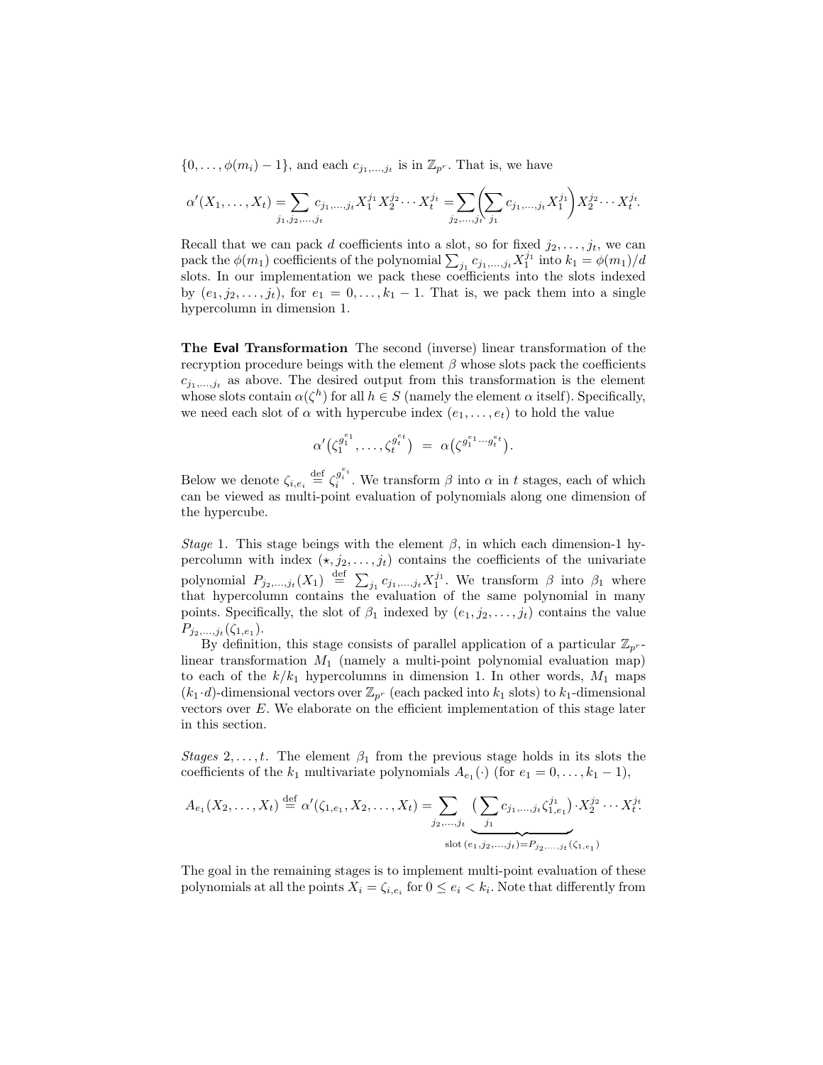$\{0,\ldots,\phi(m_i)-1\}$, and each $c_{j_1,\ldots,j_t}$ is in $\mathbb{Z}_{p^r}$. That is, we have

$$\alpha'(X_1,\ldots,X_t) = \sum_{j_1,j_2,\ldots,j_t} c_{j_1,\ldots,j_t} X_1^{j_1} X_2^{j_2} \cdots X_t^{j_t} = \sum_{j_2,\ldots,j_t} \left( \sum_{j_1} c_{j_1,\ldots,j_t} X_1^{j_1} \right) X_2^{j_2} \cdots X_t^{j_t}.$$

Recall that we can pack $d$ coefficients into a slot, so for fixed $j_2,\ldots,j_t$, we can pack the $\phi(m_1)$ coefficients of the polynomial $\sum_{j_1} c_{j_1,\ldots,j_t} X_1^{j_1}$ into $k_1 = \phi(m_1)/d$ slots. In our implementation we pack these coefficients into the slots indexed by $(e_1, j_2, \ldots, j_t)$, for $e_1 = 0,\ldots,k_1-1$. That is, we pack them into a single hypercolumn in dimension 1.

**The Eval Transformation** The second (inverse) linear transformation of the recryption procedure beings with the element $\beta$ whose slots pack the coefficients $c_{j_1,\ldots,j_t}$ as above. The desired output from this transformation is the element whose slots contain $\alpha(\zeta^h)$ for all $h \in S$ (namely the element $\alpha$ itself). Specifically, we need each slot of $\alpha$ with hypercube index $(e_1,\ldots,e_t)$ to hold the value

$$\alpha'\big(\zeta_1^{g_1^{e_1}}, \ldots, \zeta_t^{g_t^{e_t}}\big) \;=\; \alpha\big(\zeta^{g_1^{e_1} \cdots g_t^{e_t}}\big).$$

Below we denote $\zeta_{i,e_i} \stackrel{\text{def}}{=} \zeta_i^{g_i^{e_i}}$. We transform $\beta$ into $\alpha$ in $t$ stages, each of which can be viewed as multi-point evaluation of polynomials along one dimension of the hypercube.

*Stage* 1. This stage beings with the element $\beta$, in which each dimension-1 hypercolumn with index $(\star, j_2, \ldots, j_t)$ contains the coefficients of the univariate polynomial $P_{j_2,\ldots,j_t}(X_1) \stackrel{\text{def}}{=} \sum_{j_1} c_{j_1,\ldots,j_t} X_1^{j_1}$. We transform $\beta$ into $\beta_1$ where that hypercolumn contains the evaluation of the same polynomial in many points. Specifically, the slot of $\beta_1$ indexed by $(e_1, j_2, \ldots, j_t)$ contains the value $P_{j_2,\ldots,j_t}(\zeta_{1,e_1})$.

By definition, this stage consists of parallel application of a particular $\mathbb{Z}_{p^r}$-linear transformation $M_1$ (namely a multi-point polynomial evaluation map) to each of the $k/k_1$ hypercolumns in dimension 1. In other words, $M_1$ maps $(k_1 \cdot d)$-dimensional vectors over $\mathbb{Z}_{p^r}$ (each packed into $k_1$ slots) to $k_1$-dimensional vectors over $E$. We elaborate on the efficient implementation of this stage later in this section.

*Stages* $2,\ldots,t$. The element $\beta_1$ from the previous stage holds in its slots the coefficients of the $k_1$ multivariate polynomials $A_{e_1}(\cdot)$ (for $e_1 = 0,\ldots,k_1-1$),

$$A_{e_1}(X_2,\ldots,X_t) \stackrel{\text{def}}{=} \alpha'(\zeta_{1,e_1}, X_2, \ldots, X_t) = \sum_{j_2,\ldots,j_t} \underbrace{\big(\sum_{j_1} c_{j_1,\ldots,j_t} \zeta_{1,e_1}^{j_1}\big)}_{\text{slot } (e_1,j_2,\ldots,j_t) = P_{j_2,\ldots,j_t}(\zeta_{1,e_1})} \cdot X_2^{j_2} \cdots X_t^{j_t}.$$

The goal in the remaining stages is to implement multi-point evaluation of these polynomials at all the points $X_i = \zeta_{i,e_i}$ for $0 \le e_i < k_i$. Note that differently from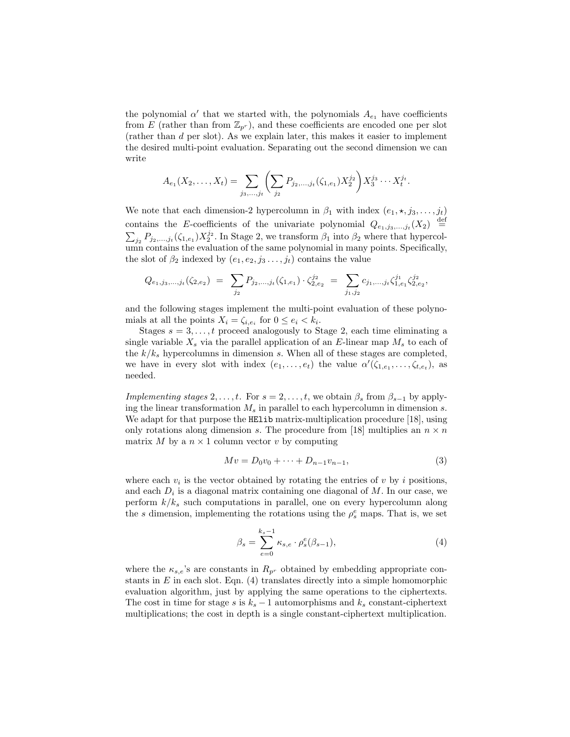the polynomial $\alpha'$ that we started with, the polynomials $A_{e_1}$ have coefficients from $E$ (rather than from $\mathbb{Z}_{p^r}$), and these coefficients are encoded one per slot (rather than $d$ per slot). As we explain later, this makes it easier to implement the desired multi-point evaluation. Separating out the second dimension we can write

$$A_{e_1}(X_2,\ldots,X_t) = \sum_{j_3,\ldots,j_t} \left( \sum_{j_2} P_{j_2,\ldots,j_t}(\zeta_{1,e_1}) X_2^{j_2} \right) X_3^{j_3} \cdots X_t^{j_t}.$$

We note that each dimension-2 hypercolumn in $\beta_1$ with index $(e_1, \star, j_3, \ldots, j_t)$ contains the $E$-coefficients of the univariate polynomial $Q_{e_1,j_3,\ldots,j_t}(X_2) \stackrel{\text{def}}{=} \sum_{j_2} P_{j_2,\ldots,j_t}(\zeta_{1,e_1}) X_2^{j_2}$. In Stage 2, we transform $\beta_1$ into $\beta_2$ where that hypercolumn contains the evaluation of the same polynomial in many points. Specifically, the slot of $\beta_2$ indexed by $(e_1, e_2, j_3 \ldots, j_t)$ contains the value

$$Q_{e_1,j_3,\ldots,j_t}(\zeta_{2,e_2}) \;=\; \sum_{j_2} P_{j_2,\ldots,j_t}(\zeta_{1,e_1}) \cdot \zeta_{2,e_2}^{j_2} \;=\; \sum_{j_1,j_2} c_{j_1,\ldots,j_t} \zeta_{1,e_1}^{j_1} \zeta_{2,e_2}^{j_2},$$

and the following stages implement the multi-point evaluation of these polynomials at all the points $X_i = \zeta_{i,e_i}$ for $0 \le e_i < k_i$.

Stages $s = 3, \ldots, t$ proceed analogously to Stage 2, each time eliminating a single variable $X_s$ via the parallel application of an $E$-linear map $M_s$ to each of the $k/k_s$ hypercolumns in dimension $s$. When all of these stages are completed, we have in every slot with index $(e_1, \ldots, e_t)$ the value $\alpha'(\zeta_{1,e_1}, \ldots, \zeta_{t,e_t})$, as needed.

*Implementing stages* $2, \ldots, t$. For $s = 2, \ldots, t$, we obtain $\beta_s$ from $\beta_{s-1}$ by applying the linear transformation $M_s$ in parallel to each hypercolumn in dimension $s$. We adapt for that purpose the `HElib` matrix-multiplication procedure [18], using only rotations along dimension $s$. The procedure from [18] multiplies an $n \times n$ matrix $M$ by a $n \times 1$ column vector $v$ by computing

$$Mv = D_0 v_0 + \cdots + D_{n-1} v_{n-1}, \tag{3}$$

where each $v_i$ is the vector obtained by rotating the entries of $v$ by $i$ positions, and each $D_i$ is a diagonal matrix containing one diagonal of $M$. In our case, we perform $k/k_s$ such computations in parallel, one on every hypercolumn along the $s$ dimension, implementing the rotations using the $\rho_s^e$ maps. That is, we set

$$\beta_s = \sum_{e=0}^{k_s - 1} \kappa_{s,e} \cdot \rho_s^e(\beta_{s-1}), \tag{4}$$

where the $\kappa_{s,e}$'s are constants in $R_{p^r}$ obtained by embedding appropriate constants in $E$ in each slot. Eqn. (4) translates directly into a simple homomorphic evaluation algorithm, just by applying the same operations to the ciphertexts. The cost in time for stage $s$ is $k_s - 1$ automorphisms and $k_s$ constant-ciphertext multiplications; the cost in depth is a single constant-ciphertext multiplication.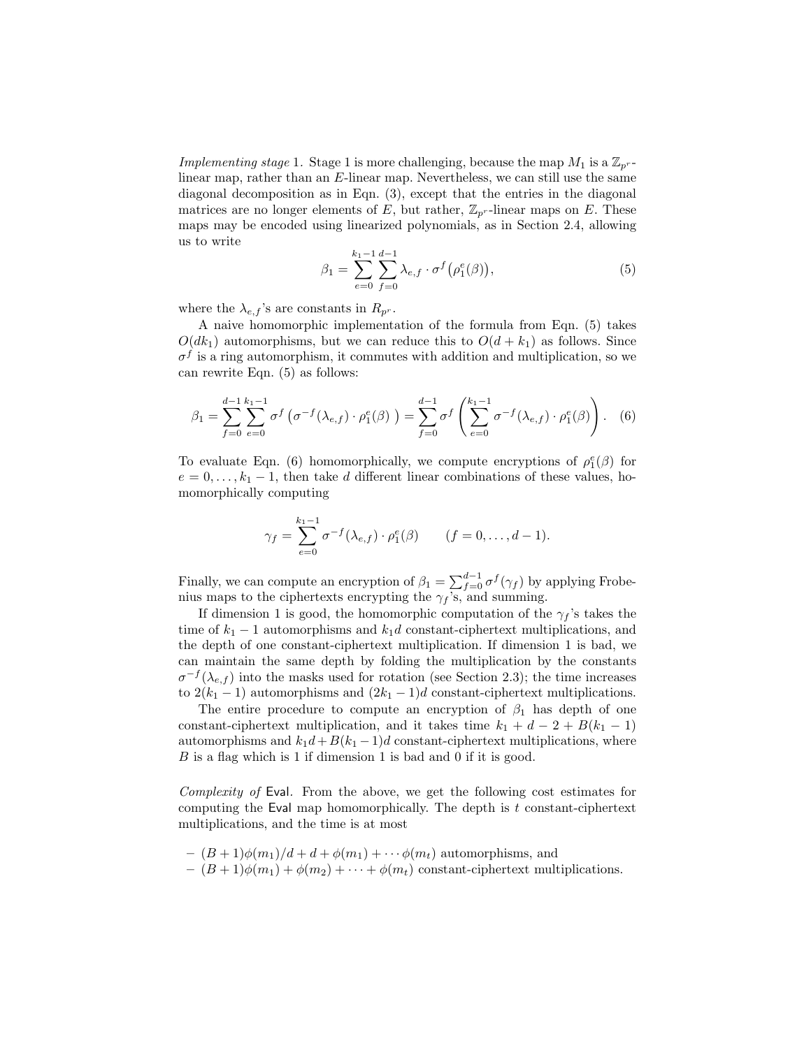*Implementing stage* 1. Stage 1 is more challenging, because the map $M_1$ is a $\mathbb{Z}_{p^r}$-linear map, rather than an $E$-linear map. Nevertheless, we can still use the same diagonal decomposition as in Eqn. (3), except that the entries in the diagonal matrices are no longer elements of $E$, but rather, $\mathbb{Z}_{p^r}$-linear maps on $E$. These maps may be encoded using linearized polynomials, as in Section 2.4, allowing us to write

$$\beta_1 = \sum_{e=0}^{k_1-1} \sum_{f=0}^{d-1} \lambda_{e,f} \cdot \sigma^f\big(\rho_1^e(\beta)\big), \tag{5}$$

where the $\lambda_{e,f}$'s are constants in $R_{p^r}$.

A naive homomorphic implementation of the formula from Eqn. (5) takes $O(dk_1)$ automorphisms, but we can reduce this to $O(d + k_1)$ as follows. Since $\sigma^f$ is a ring automorphism, it commutes with addition and multiplication, so we can rewrite Eqn. (5) as follows:

$$\beta_1 = \sum_{f=0}^{d-1} \sum_{e=0}^{k_1-1} \sigma^f\left(\sigma^{-f}(\lambda_{e,f}) \cdot \rho_1^e(\beta)\ \right) = \sum_{f=0}^{d-1} \sigma^f\left(\sum_{e=0}^{k_1-1} \sigma^{-f}(\lambda_{e,f}) \cdot \rho_1^e(\beta)\right). \tag{6}$$

To evaluate Eqn. (6) homomorphically, we compute encryptions of $\rho_1^e(\beta)$ for $e = 0, \ldots, k_1 - 1$, then take $d$ different linear combinations of these values, homomorphically computing

$$\gamma_f = \sum_{e=0}^{k_1-1} \sigma^{-f}(\lambda_{e,f}) \cdot \rho_1^e(\beta) \qquad (f = 0, \ldots, d-1).$$

Finally, we can compute an encryption of $\beta_1 = \sum_{f=0}^{d-1} \sigma^f(\gamma_f)$ by applying Frobenius maps to the ciphertexts encrypting the $\gamma_f$'s, and summing.

If dimension 1 is good, the homomorphic computation of the $\gamma_f$'s takes the time of $k_1 - 1$ automorphisms and $k_1 d$ constant-ciphertext multiplications, and the depth of one constant-ciphertext multiplication. If dimension 1 is bad, we can maintain the same depth by folding the multiplication by the constants $\sigma^{-f}(\lambda_{e,f})$ into the masks used for rotation (see Section 2.3); the time increases to $2(k_1 - 1)$ automorphisms and $(2k_1 - 1)d$ constant-ciphertext multiplications.

The entire procedure to compute an encryption of $\beta_1$ has depth of one constant-ciphertext multiplication, and it takes time $k_1 + d - 2 + B(k_1 - 1)$ automorphisms and $k_1 d + B(k_1 - 1)d$ constant-ciphertext multiplications, where $B$ is a flag which is 1 if dimension 1 is bad and 0 if it is good.

*Complexity of* Eval. From the above, we get the following cost estimates for computing the Eval map homomorphically. The depth is $t$ constant-ciphertext multiplications, and the time is at most

- $(B + 1)\phi(m_1)/d + d + \phi(m_1) + \cdots \phi(m_t)$ automorphisms, and
- $(B + 1)\phi(m_1) + \phi(m_2) + \cdots + \phi(m_t)$ constant-ciphertext multiplications.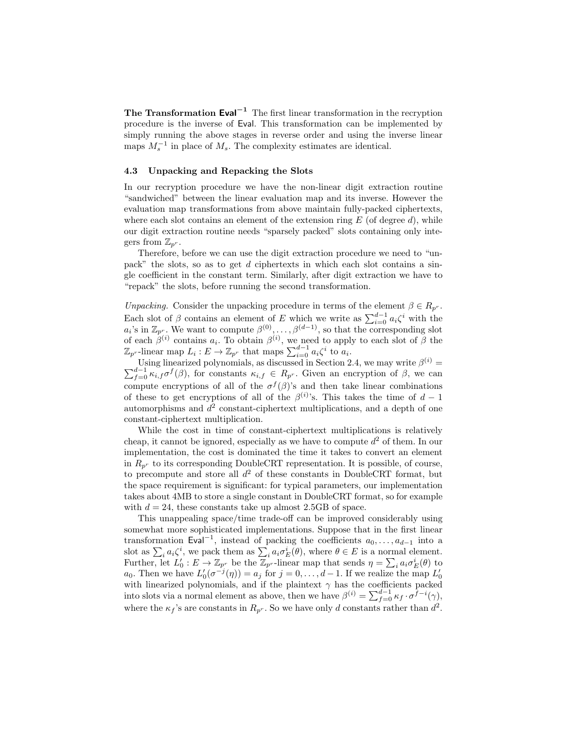**The Transformation $\mathsf{Eval}^{-1}$** The first linear transformation in the recryption procedure is the inverse of $\mathsf{Eval}$. This transformation can be implemented by simply running the above stages in reverse order and using the inverse linear maps $M_s^{-1}$ in place of $M_s$. The complexity estimates are identical.

### 4.3 Unpacking and Repacking the Slots

In our recryption procedure we have the non-linear digit extraction routine "sandwiched" between the linear evaluation map and its inverse. However the evaluation map transformations from above maintain fully-packed ciphertexts, where each slot contains an element of the extension ring $E$ (of degree $d$), while our digit extraction routine needs "sparsely packed" slots containing only integers from $\mathbb{Z}_{p^r}$.

Therefore, before we can use the digit extraction procedure we need to "unpack" the slots, so as to get $d$ ciphertexts in which each slot contains a single coefficient in the constant term. Similarly, after digit extraction we have to "repack" the slots, before running the second transformation.

*Unpacking.* Consider the unpacking procedure in terms of the element $\beta \in R_{p^r}$. Each slot of $\beta$ contains an element of $E$ which we write as $\sum_{i=0}^{d-1} a_i \zeta^i$ with the $a_i$'s in $\mathbb{Z}_{p^r}$. We want to compute $\beta^{(0)}, \ldots, \beta^{(d-1)}$, so that the corresponding slot of each $\beta^{(i)}$ contains $a_i$. To obtain $\beta^{(i)}$, we need to apply to each slot of $\beta$ the $\mathbb{Z}_{p^r}$-linear map $L_i : E \to \mathbb{Z}_{p^r}$ that maps $\sum_{i=0}^{d-1} a_i \zeta^i$ to $a_i$.

Using linearized polynomials, as discussed in Section 2.4, we may write $\beta^{(i)} = \sum_{f=0}^{d-1} \kappa_{i,f} \sigma^f(\beta)$, for constants $\kappa_{i,f} \in R_{p^r}$. Given an encryption of $\beta$, we can compute encryptions of all of the $\sigma^f(\beta)$'s and then take linear combinations of these to get encryptions of all of the $\beta^{(i)}$'s. This takes the time of $d-1$ automorphisms and $d^2$ constant-ciphertext multiplications, and a depth of one constant-ciphertext multiplication.

While the cost in time of constant-ciphertext multiplications is relatively cheap, it cannot be ignored, especially as we have to compute $d^2$ of them. In our implementation, the cost is dominated the time it takes to convert an element in $R_{p^r}$ to its corresponding DoubleCRT representation. It is possible, of course, to precompute and store all $d^2$ of these constants in DoubleCRT format, but the space requirement is significant: for typical parameters, our implementation takes about 4MB to store a single constant in DoubleCRT format, so for example with $d = 24$, these constants take up almost 2.5GB of space.

This unappealing space/time trade-off can be improved considerably using somewhat more sophisticated implementations. Suppose that in the first linear transformation $\mathsf{Eval}^{-1}$, instead of packing the coefficients $a_0, \ldots, a_{d-1}$ into a slot as $\sum_i a_i \zeta^i$, we pack them as $\sum_i a_i \sigma_E^i(\theta)$, where $\theta \in E$ is a normal element. Further, let $L_0' : E \to \mathbb{Z}_{p^r}$ be the $\mathbb{Z}_{p^r}$-linear map that sends $\eta = \sum_i a_i \sigma_E^i(\theta)$ to $a_0$. Then we have $L_0'(\sigma^{-j}(\eta)) = a_j$ for $j = 0, \ldots, d-1$. If we realize the map $L_0'$ with linearized polynomials, and if the plaintext $\gamma$ has the coefficients packed into slots via a normal element as above, then we have $\beta^{(i)} = \sum_{f=0}^{d-1} \kappa_f \cdot \sigma^{f-i}(\gamma)$, where the $\kappa_f$'s are constants in $R_{p^r}$. So we have only $d$ constants rather than $d^2$.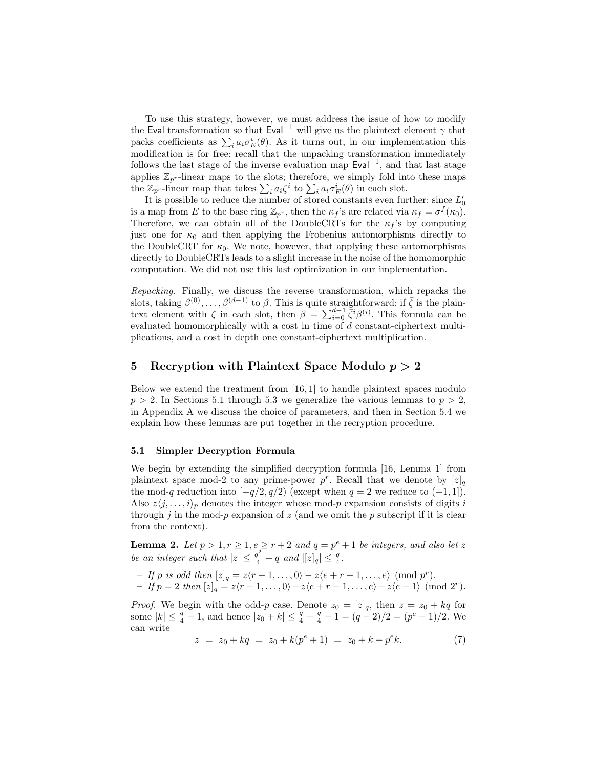To use this strategy, however, we must address the issue of how to modify the $\mathsf{Eval}$ transformation so that $\mathsf{Eval}^{-1}$ will give us the plaintext element $\gamma$ that packs coefficients as $\sum_i a_i \sigma_E^i(\theta)$. As it turns out, in our implementation this modification is for free: recall that the unpacking transformation immediately follows the last stage of the inverse evaluation map $\mathsf{Eval}^{-1}$, and that last stage applies $\mathbb{Z}_{p^r}$-linear maps to the slots; therefore, we simply fold into these maps the $\mathbb{Z}_{p^r}$-linear map that takes $\sum_i a_i \zeta^i$ to $\sum_i a_i \sigma_E^i(\theta)$ in each slot.

It is possible to reduce the number of stored constants even further: since $L'_0$ is a map from $E$ to the base ring $\mathbb{Z}_{p^r}$, then the $\kappa_f$'s are related via $\kappa_f = \sigma^f(\kappa_0)$. Therefore, we can obtain all of the DoubleCRTs for the $\kappa_f$'s by computing just one for $\kappa_0$ and then applying the Frobenius automorphisms directly to the DoubleCRT for $\kappa_0$. We note, however, that applying these automorphisms directly to DoubleCRTs leads to a slight increase in the noise of the homomorphic computation. We did not use this last optimization in our implementation.

*Repacking.* Finally, we discuss the reverse transformation, which repacks the slots, taking $\beta^{(0)}, \ldots, \beta^{(d-1)}$ to $\beta$. This is quite straightforward: if $\bar{\zeta}$ is the plaintext element with $\zeta$ in each slot, then $\beta = \sum_{i=0}^{d-1} \bar{\zeta}^i \beta^{(i)}$. This formula can be evaluated homomorphically with a cost in time of $d$ constant-ciphertext multiplications, and a cost in depth one constant-ciphertext multiplication.

## 5 Recryption with Plaintext Space Modulo $p > 2$

Below we extend the treatment from [16, 1] to handle plaintext spaces modulo $p > 2$. In Sections 5.1 through 5.3 we generalize the various lemmas to $p > 2$, in Appendix A we discuss the choice of parameters, and then in Section 5.4 we explain how these lemmas are put together in the recryption procedure.

### 5.1 Simpler Decryption Formula

We begin by extending the simplified decryption formula [16, Lemma 1] from plaintext space mod-2 to any prime-power $p^r$. Recall that we denote by $[z]_q$ the mod-$q$ reduction into $[-q/2, q/2)$ (except when $q = 2$ we reduce to $(-1, 1]$). Also $z\langle j, \ldots, i\rangle_p$ denotes the integer whose mod-$p$ expansion consists of digits $i$ through $j$ in the mod-$p$ expansion of $z$ (and we omit the $p$ subscript if it is clear from the context).

**Lemma 2.** *Let $p > 1, r \geq 1, e \geq r + 2$ and $q = p^e + 1$ be integers, and also let $z$ be an integer such that $|z| \leq \frac{q^2}{4} - q$ and $|[z]_q| \leq \frac{q}{4}$.*

- *If $p$ is odd then $[z]_q = z\langle r-1, \ldots, 0\rangle - z\langle e+r-1, \ldots, e\rangle \pmod{p^r}$.*
- *If $p = 2$ then $[z]_q = z\langle r-1, \ldots, 0\rangle - z\langle e+r-1, \ldots, e\rangle - z\langle e-1\rangle \pmod{2^r}$.*

*Proof.* We begin with the odd-$p$ case. Denote $z_0 = [z]_q$, then $z = z_0 + kq$ for some $|k| \leq \frac{q}{4} - 1$, and hence $|z_0 + k| \leq \frac{q}{4} + \frac{q}{4} - 1 = (q-2)/2 = (p^e - 1)/2$. We can write

$$z \;=\; z_0 + kq \;=\; z_0 + k(p^e + 1) \;=\; z_0 + k + p^e k. \tag{7}$$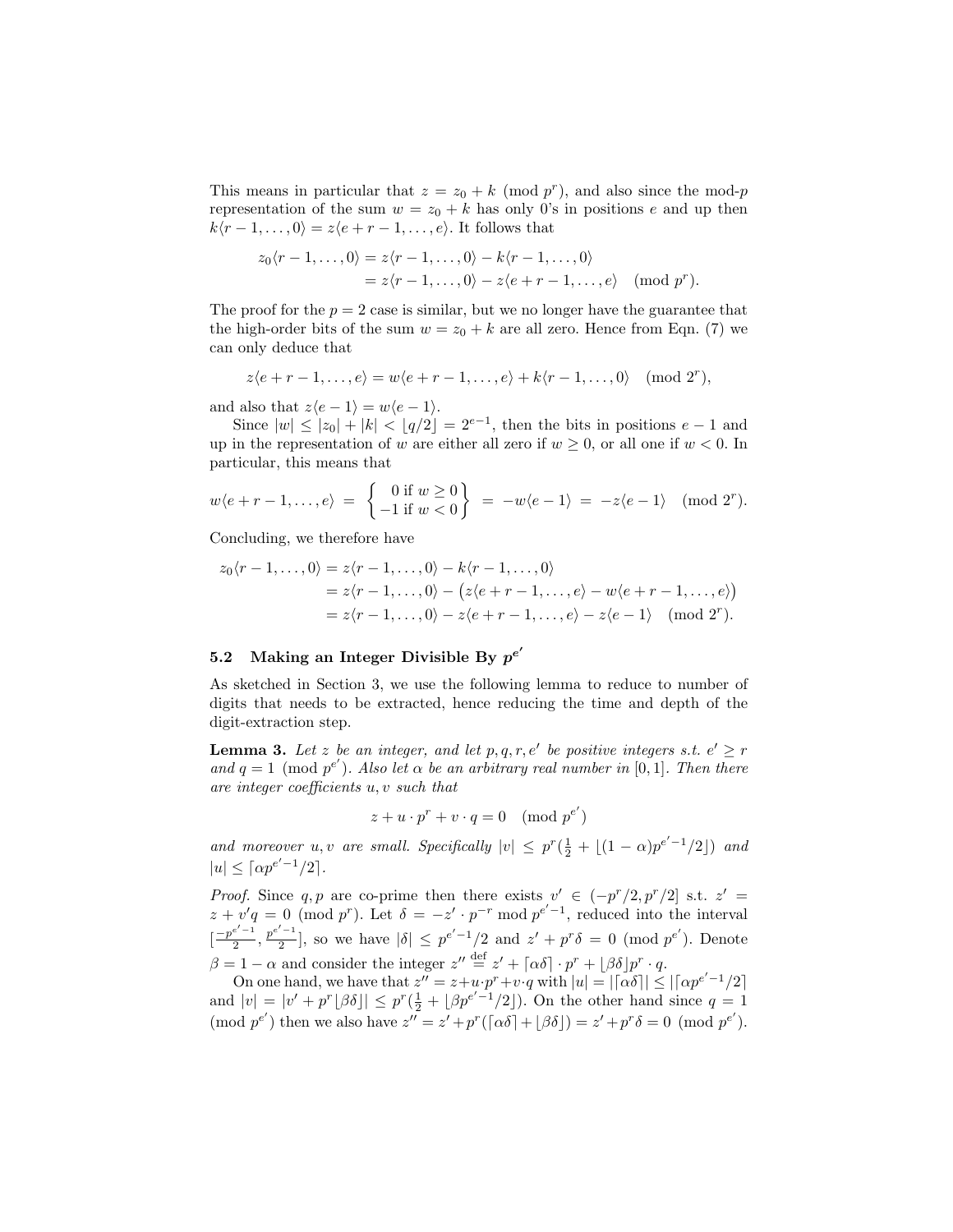This means in particular that $z = z_0 + k \pmod{p^r}$, and also since the mod-$p$ representation of the sum $w = z_0 + k$ has only 0's in positions $e$ and up then $k\langle r-1,\ldots,0\rangle = z\langle e+r-1,\ldots,e\rangle$. It follows that

$$\begin{aligned} z_0\langle r-1,\ldots,0\rangle &= z\langle r-1,\ldots,0\rangle - k\langle r-1,\ldots,0\rangle \\ &= z\langle r-1,\ldots,0\rangle - z\langle e+r-1,\ldots,e\rangle \pmod{p^r}. \end{aligned}$$

The proof for the $p=2$ case is similar, but we no longer have the guarantee that the high-order bits of the sum $w = z_0 + k$ are all zero. Hence from Eqn. (7) we can only deduce that

$$z\langle e+r-1,\ldots,e\rangle = w\langle e+r-1,\ldots,e\rangle + k\langle r-1,\ldots,0\rangle \pmod{2^r},$$

and also that $z\langle e-1\rangle = w\langle e-1\rangle$.

Since $|w| \le |z_0| + |k| < \lfloor q/2\rfloor = 2^{e-1}$, then the bits in positions $e-1$ and up in the representation of $w$ are either all zero if $w \ge 0$, or all one if $w < 0$. In particular, this means that

$$w\langle e+r-1,\ldots,e\rangle \;=\; \left\{\begin{array}{c} 0 \text{ if } w \ge 0 \\ -1 \text{ if } w < 0 \end{array}\right\} \;=\; -w\langle e-1\rangle \;=\; -z\langle e-1\rangle \pmod{2^r}.$$

Concluding, we therefore have

$$\begin{aligned} z_0\langle r-1,\ldots,0\rangle &= z\langle r-1,\ldots,0\rangle - k\langle r-1,\ldots,0\rangle \\ &= z\langle r-1,\ldots,0\rangle - \big(z\langle e+r-1,\ldots,e\rangle - w\langle e+r-1,\ldots,e\rangle\big) \\ &= z\langle r-1,\ldots,0\rangle - z\langle e+r-1,\ldots,e\rangle - z\langle e-1\rangle \pmod{2^r}. \end{aligned}$$

### 5.2 Making an Integer Divisible By $p^{e'}$

As sketched in Section 3, we use the following lemma to reduce to number of digits that needs to be extracted, hence reducing the time and depth of the digit-extraction step.

**Lemma 3.** *Let $z$ be an integer, and let $p, q, r, e'$ be positive integers s.t. $e' \ge r$ and $q = 1 \pmod{p^{e'}}$. Also let $\alpha$ be an arbitrary real number in $[0,1]$. Then there are integer coefficients $u, v$ such that*

$$z + u\cdot p^r + v\cdot q = 0 \pmod{p^{e'}}$$

*and moreover $u, v$ are small. Specifically $|v| \le p^r(\frac{1}{2} + \lfloor(1-\alpha)p^{e'-1}/2\rfloor)$ and $|u| \le \lceil \alpha p^{e'-1}/2\rceil$.*

*Proof.* Since $q, p$ are co-prime then there exists $v' \in (-p^r/2, p^r/2]$ s.t. $z' = z + v'q = 0 \pmod{p^r}$. Let $\delta = -z'\cdot p^{-r} \bmod p^{e'-1}$, reduced into the interval $[\frac{-p^{e'-1}}{2}, \frac{p^{e'-1}}{2}]$, so we have $|\delta| \le p^{e'-1}/2$ and $z' + p^r\delta = 0 \pmod{p^{e'}}$. Denote $\beta = 1-\alpha$ and consider the integer $z'' \stackrel{\text{def}}{=} z' + \lceil\alpha\delta\rceil\cdot p^r + \lfloor\beta\delta\rfloor p^r\cdot q$.

On one hand, we have that $z'' = z + u\cdot p^r + v\cdot q$ with $|u| = |\lceil\alpha\delta\rceil| \le |\lceil\alpha p^{e'-1}/2\rceil$ and $|v| = |v' + p^r\lfloor\beta\delta\rfloor| \le p^r(\frac{1}{2} + \lfloor\beta p^{e'-1}/2\rfloor)$. On the other hand since $q = 1 \pmod{p^{e'}}$ then we also have $z'' = z' + p^r(\lceil\alpha\delta\rceil + \lfloor\beta\delta\rfloor) = z' + p^r\delta = 0 \pmod{p^{e'}}$.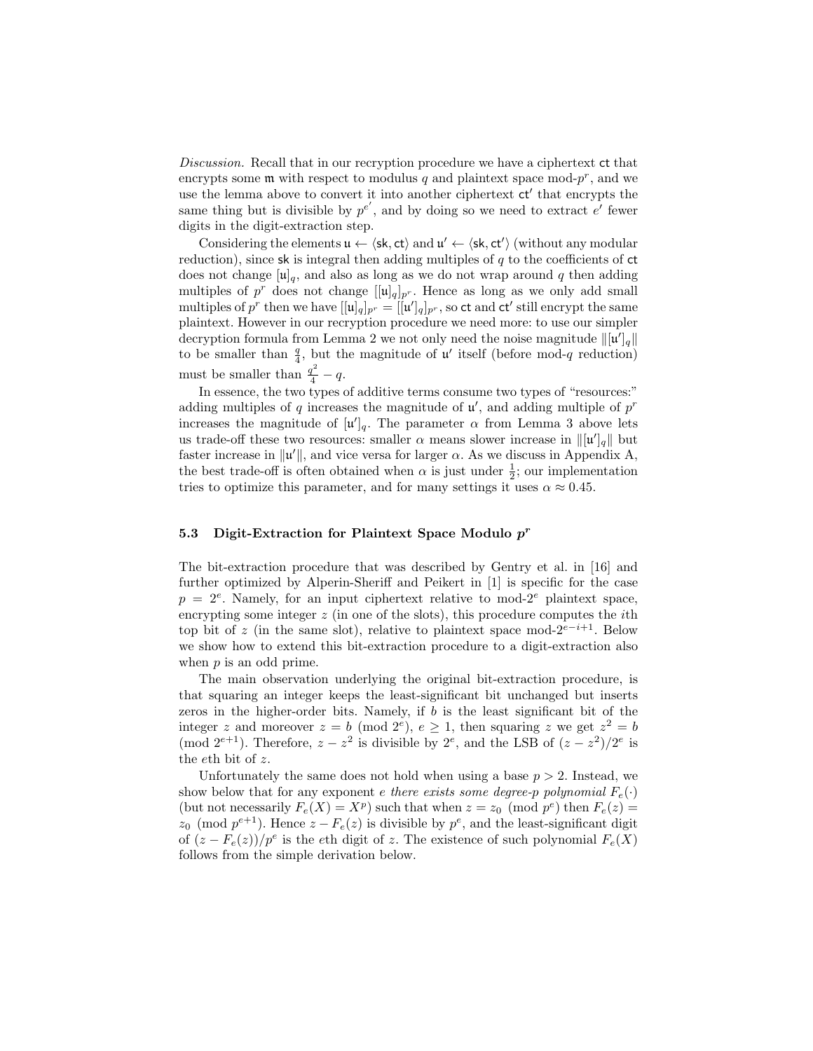*Discussion.* Recall that in our recryption procedure we have a ciphertext $\mathsf{ct}$ that encrypts some $\mathfrak{m}$ with respect to modulus $q$ and plaintext space mod-$p^r$, and we use the lemma above to convert it into another ciphertext $\mathsf{ct}'$ that encrypts the same thing but is divisible by $p^{e'}$, and by doing so we need to extract $e'$ fewer digits in the digit-extraction step.

Considering the elements $\mathfrak{u} \leftarrow \langle \mathsf{sk}, \mathsf{ct} \rangle$ and $\mathfrak{u}' \leftarrow \langle \mathsf{sk}, \mathsf{ct}' \rangle$ (without any modular reduction), since $\mathsf{sk}$ is integral then adding multiples of $q$ to the coefficients of $\mathsf{ct}$ does not change $[\mathfrak{u}]_q$, and also as long as we do not wrap around $q$ then adding multiples of $p^r$ does not change $[[\mathfrak{u}]_q]_{p^r}$. Hence as long as we only add small multiples of $p^r$ then we have $[[\mathfrak{u}]_q]_{p^r} = [[\mathfrak{u}']_q]_{p^r}$, so $\mathsf{ct}$ and $\mathsf{ct}'$ still encrypt the same plaintext. However in our recryption procedure we need more: to use our simpler decryption formula from Lemma 2 we not only need the noise magnitude $\|[\mathfrak{u}']_q\|$ to be smaller than $\frac{q}{4}$, but the magnitude of $\mathfrak{u}'$ itself (before mod-$q$ reduction) must be smaller than $\frac{q^2}{4} - q$.

In essence, the two types of additive terms consume two types of "resources:" adding multiples of $q$ increases the magnitude of $\mathfrak{u}'$, and adding multiple of $p^r$ increases the magnitude of $[\mathfrak{u}']_q$. The parameter $\alpha$ from Lemma 3 above lets us trade-off these two resources: smaller $\alpha$ means slower increase in $\|[\mathfrak{u}']_q\|$ but faster increase in $\|\mathfrak{u}'\|$, and vice versa for larger $\alpha$. As we discuss in Appendix A, the best trade-off is often obtained when $\alpha$ is just under $\frac{1}{2}$; our implementation tries to optimize this parameter, and for many settings it uses $\alpha \approx 0.45$.

### 5.3 Digit-Extraction for Plaintext Space Modulo $p^r$

The bit-extraction procedure that was described by Gentry et al. in [16] and further optimized by Alperin-Sheriff and Peikert in [1] is specific for the case $p = 2^e$. Namely, for an input ciphertext relative to mod-$2^e$ plaintext space, encrypting some integer $z$ (in one of the slots), this procedure computes the $i$th top bit of $z$ (in the same slot), relative to plaintext space mod-$2^{e-i+1}$. Below we show how to extend this bit-extraction procedure to a digit-extraction also when $p$ is an odd prime.

The main observation underlying the original bit-extraction procedure, is that squaring an integer keeps the least-significant bit unchanged but inserts zeros in the higher-order bits. Namely, if $b$ is the least significant bit of the integer $z$ and moreover $z = b \pmod{2^e}$, $e \geq 1$, then squaring $z$ we get $z^2 = b \pmod{2^{e+1}}$. Therefore, $z - z^2$ is divisible by $2^e$, and the LSB of $(z - z^2)/2^e$ is the $e$th bit of $z$.

Unfortunately the same does not hold when using a base $p > 2$. Instead, we show below that for any exponent *e there exists some degree-p polynomial* $F_e(\cdot)$ (but not necessarily $F_e(X) = X^p$) such that when $z = z_0 \pmod{p^e}$ then $F_e(z) = z_0 \pmod{p^{e+1}}$. Hence $z - F_e(z)$ is divisible by $p^e$, and the least-significant digit of $(z - F_e(z))/p^e$ is the $e$th digit of $z$. The existence of such polynomial $F_e(X)$ follows from the simple derivation below.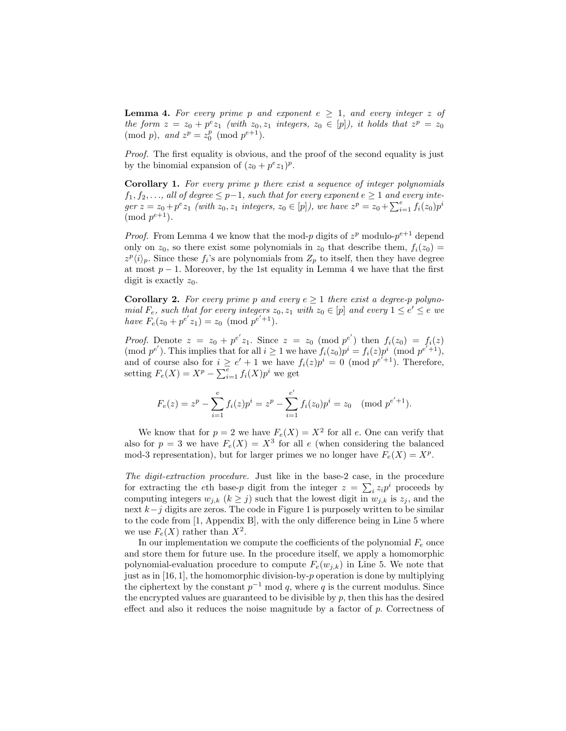**Lemma 4.** *For every prime $p$ and exponent $e \geq 1$, and every integer $z$ of the form $z = z_0 + p^e z_1$ (with $z_0, z_1$ integers, $z_0 \in [p]$), it holds that $z^p = z_0 \pmod{p}$, and $z^p = z_0^p \pmod{p^{e+1}}$.*

*Proof.* The first equality is obvious, and the proof of the second equality is just by the binomial expansion of $(z_0 + p^e z_1)^p$.

**Corollary 1.** *For every prime $p$ there exist a sequence of integer polynomials $f_1, f_2, \ldots$, all of degree $\leq p-1$, such that for every exponent $e \geq 1$ and every integer $z = z_0 + p^e z_1$ (with $z_0, z_1$ integers, $z_0 \in [p]$), we have $z^p = z_0 + \sum_{i=1}^{e} f_i(z_0) p^i \pmod{p^{e+1}}$.*

*Proof.* From Lemma 4 we know that the mod-$p$ digits of $z^p$ modulo-$p^{e+1}$ depend only on $z_0$, so there exist some polynomials in $z_0$ that describe them, $f_i(z_0) = z^p \langle i \rangle_p$. Since these $f_i$'s are polynomials from $Z_p$ to itself, then they have degree at most $p-1$. Moreover, by the 1st equality in Lemma 4 we have that the first digit is exactly $z_0$.

**Corollary 2.** *For every prime $p$ and every $e \geq 1$ there exist a degree-$p$ polynomial $F_e$, such that for every integers $z_0, z_1$ with $z_0 \in [p]$ and every $1 \leq e' \leq e$ we have $F_e(z_0 + p^{e'} z_1) = z_0 \pmod{p^{e'+1}}$.*

*Proof.* Denote $z = z_0 + p^{e'} z_1$. Since $z = z_0 \pmod{p^{e'}}$ then $f_i(z_0) = f_i(z) \pmod{p^{e'}}$. This implies that for all $i \geq 1$ we have $f_i(z_0) p^i = f_i(z) p^i \pmod{p^{e'+1}}$, and of course also for $i \geq e'+1$ we have $f_i(z) p^i = 0 \pmod{p^{e'+1}}$. Therefore, setting $F_e(X) = X^p - \sum_{i=1}^{e} f_i(X) p^i$ we get

$$F_e(z) = z^p - \sum_{i=1}^{e} f_i(z) p^i = z^p - \sum_{i=1}^{e'} f_i(z_0) p^i = z_0 \pmod{p^{e'+1}}.$$

We know that for $p = 2$ we have $F_e(X) = X^2$ for all $e$. One can verify that also for $p = 3$ we have $F_e(X) = X^3$ for all $e$ (when considering the balanced mod-3 representation), but for larger primes we no longer have $F_e(X) = X^p$.

*The digit-extraction procedure.* Just like in the base-2 case, in the procedure for extracting the $e$th base-$p$ digit from the integer $z = \sum_i z_i p^i$ proceeds by computing integers $w_{j,k}$ ($k \geq j$) such that the lowest digit in $w_{j,k}$ is $z_j$, and the next $k-j$ digits are zeros. The code in Figure 1 is purposely written to be similar to the code from [1, Appendix B], with the only difference being in Line 5 where we use $F_e(X)$ rather than $X^2$.

In our implementation we compute the coefficients of the polynomial $F_e$ once and store them for future use. In the procedure itself, we apply a homomorphic polynomial-evaluation procedure to compute $F_e(w_{j,k})$ in Line 5. We note that just as in [16, 1], the homomorphic division-by-$p$ operation is done by multiplying the ciphertext by the constant $p^{-1} \bmod q$, where $q$ is the current modulus. Since the encrypted values are guaranteed to be divisible by $p$, then this has the desired effect and also it reduces the noise magnitude by a factor of $p$. Correctness of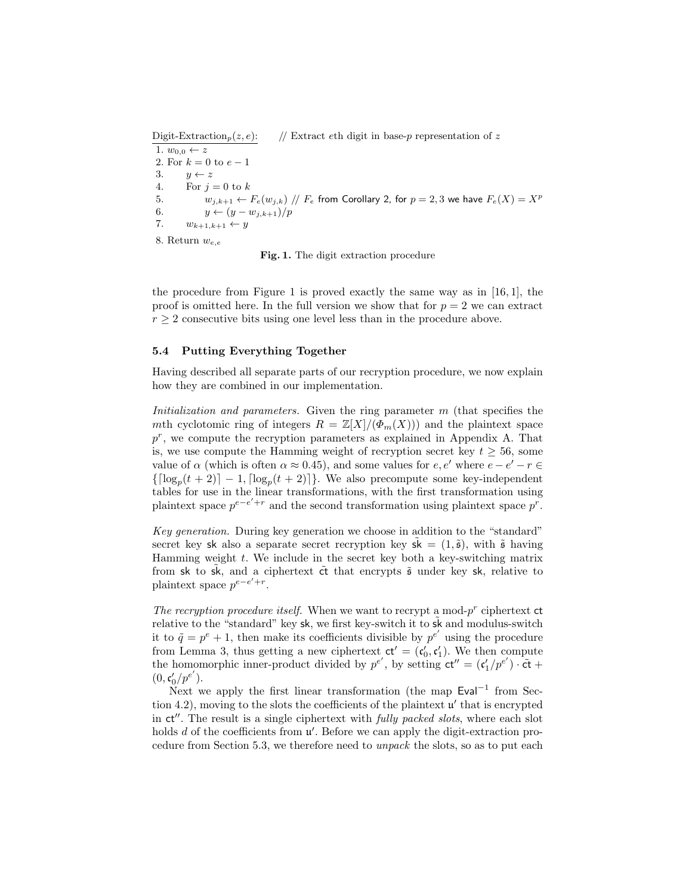Digit-Extraction$_p(z, e)$: // Extract $e$th digit in base-$p$ representation of $z$

```
1. w_{0,0} ← z
2. For k = 0 to e − 1
3.     y ← z
4.     For j = 0 to k
5.         w_{j,k+1} ← F_e(w_{j,k}) // F_e from Corollary 2, for p = 2,3 we have F_e(X) = X^p
6.         y ← (y − w_{j,k+1})/p
7.     w_{k+1,k+1} ← y
8. Return w_{e,e}
```

**Fig. 1.** The digit extraction procedure

the procedure from Figure 1 is proved exactly the same way as in [16, 1], the proof is omitted here. In the full version we show that for $p = 2$ we can extract $r \geq 2$ consecutive bits using one level less than in the procedure above.

### 5.4 Putting Everything Together

Having described all separate parts of our recryption procedure, we now explain how they are combined in our implementation.

*Initialization and parameters.* Given the ring parameter $m$ (that specifies the $m$th cyclotomic ring of integers $R = \mathbb{Z}[X]/(\Phi_m(X)))$ and the plaintext space $p^r$, we compute the recryption parameters as explained in Appendix A. That is, we use compute the Hamming weight of recryption secret key $t \geq 56$, some value of $\alpha$ (which is often $\alpha \approx 0.45$), and some values for $e, e'$ where $e - e' - r \in \{\lceil \log_p(t+2) \rceil - 1, \lceil \log_p(t+2) \rceil\}$. We also precompute some key-independent tables for use in the linear transformations, with the first transformation using plaintext space $p^{e-e'+r}$ and the second transformation using plaintext space $p^r$.

*Key generation.* During key generation we choose in addition to the "standard" secret key $\mathsf{sk}$ also a separate secret recryption key $\tilde{\mathsf{sk}} = (1, \tilde{\mathfrak{s}})$, with $\tilde{\mathfrak{s}}$ having Hamming weight $t$. We include in the secret key both a key-switching matrix from $\mathsf{sk}$ to $\tilde{\mathsf{sk}}$, and a ciphertext $\tilde{\mathsf{ct}}$ that encrypts $\tilde{\mathfrak{s}}$ under key $\mathsf{sk}$, relative to plaintext space $p^{e-e'+r}$.

*The recryption procedure itself.* When we want to recrypt a mod-$p^r$ ciphertext $\mathsf{ct}$ relative to the "standard" key $\mathsf{sk}$, we first key-switch it to $\tilde{\mathsf{sk}}$ and modulus-switch it to $\tilde{q} = p^e + 1$, then make its coefficients divisible by $p^{e'}$ using the procedure from Lemma 3, thus getting a new ciphertext $\mathsf{ct}' = (\mathfrak{c}_0', \mathfrak{c}_1')$. We then compute the homomorphic inner-product divided by $p^{e'}$, by setting $\mathsf{ct}'' = (\mathfrak{c}_1'/p^{e'}) \cdot \tilde{\mathsf{ct}} + (0, \mathfrak{c}_0'/p^{e'})$.

Next we apply the first linear transformation (the map $\mathsf{Eval}^{-1}$ from Section 4.2), moving to the slots the coefficients of the plaintext $\mathfrak{u}'$ that is encrypted in $\mathsf{ct}''$. The result is a single ciphertext with *fully packed slots*, where each slot holds $d$ of the coefficients from $\mathfrak{u}'$. Before we can apply the digit-extraction procedure from Section 5.3, we therefore need to *unpack* the slots, so as to put each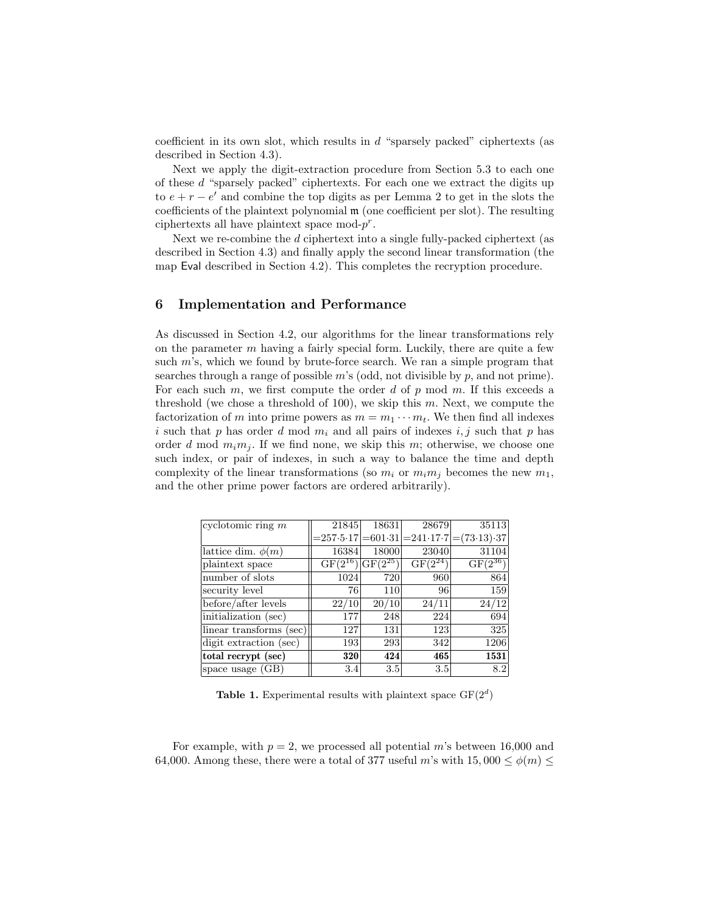coefficient in its own slot, which results in $d$ "sparsely packed" ciphertexts (as described in Section 4.3).

Next we apply the digit-extraction procedure from Section 5.3 to each one of these $d$ "sparsely packed" ciphertexts. For each one we extract the digits up to $e + r - e'$ and combine the top digits as per Lemma 2 to get in the slots the coefficients of the plaintext polynomial $\mathfrak{m}$ (one coefficient per slot). The resulting ciphertexts all have plaintext space mod-$p^r$.

Next we re-combine the $d$ ciphertext into a single fully-packed ciphertext (as described in Section 4.3) and finally apply the second linear transformation (the map Eval described in Section 4.2). This completes the recryption procedure.

## 6 Implementation and Performance

As discussed in Section 4.2, our algorithms for the linear transformations rely on the parameter $m$ having a fairly special form. Luckily, there are quite a few such $m$'s, which we found by brute-force search. We ran a simple program that searches through a range of possible $m$'s (odd, not divisible by $p$, and not prime). For each such $m$, we first compute the order $d$ of $p$ mod $m$. If this exceeds a threshold (we chose a threshold of 100), we skip this $m$. Next, we compute the factorization of $m$ into prime powers as $m = m_1 \cdots m_t$. We then find all indexes $i$ such that $p$ has order $d$ mod $m_i$ and all pairs of indexes $i, j$ such that $p$ has order $d$ mod $m_i m_j$. If we find none, we skip this $m$; otherwise, we choose one such index, or pair of indexes, in such a way to balance the time and depth complexity of the linear transformations (so $m_i$ or $m_i m_j$ becomes the new $m_1$, and the other prime power factors are ordered arbitrarily).

| cyclotomic ring $m$ | 21845 $=257{\cdot}5{\cdot}17$ | 18631 $=601{\cdot}31$ | 28679 $=241{\cdot}17{\cdot}7$ | 35113 $=(73{\cdot}13){\cdot}37$ |
|---|---|---|---|---|
| lattice dim. $\phi(m)$ | 16384 | 18000 | 23040 | 31104 |
| plaintext space | $\mathrm{GF}(2^{16})$ | $\mathrm{GF}(2^{25})$ | $\mathrm{GF}(2^{24})$ | $\mathrm{GF}(2^{36})$ |
| number of slots | 1024 | 720 | 960 | 864 |
| security level | 76 | 110 | 96 | 159 |
| before/after levels | 22/10 | 20/10 | 24/11 | 24/12 |
| initialization (sec) | 177 | 248 | 224 | 694 |
| linear transforms (sec) | 127 | 131 | 123 | 325 |
| digit extraction (sec) | 193 | 293 | 342 | 1206 |
| **total recrypt (sec)** | **320** | **424** | **465** | **1531** |
| space usage (GB) | 3.4 | 3.5 | 3.5 | 8.2 |

**Table 1.** Experimental results with plaintext space $\mathrm{GF}(2^d)$

For example, with $p = 2$, we processed all potential $m$'s between 16,000 and 64,000. Among these, there were a total of 377 useful $m$'s with $15,000 \leq \phi(m) \leq$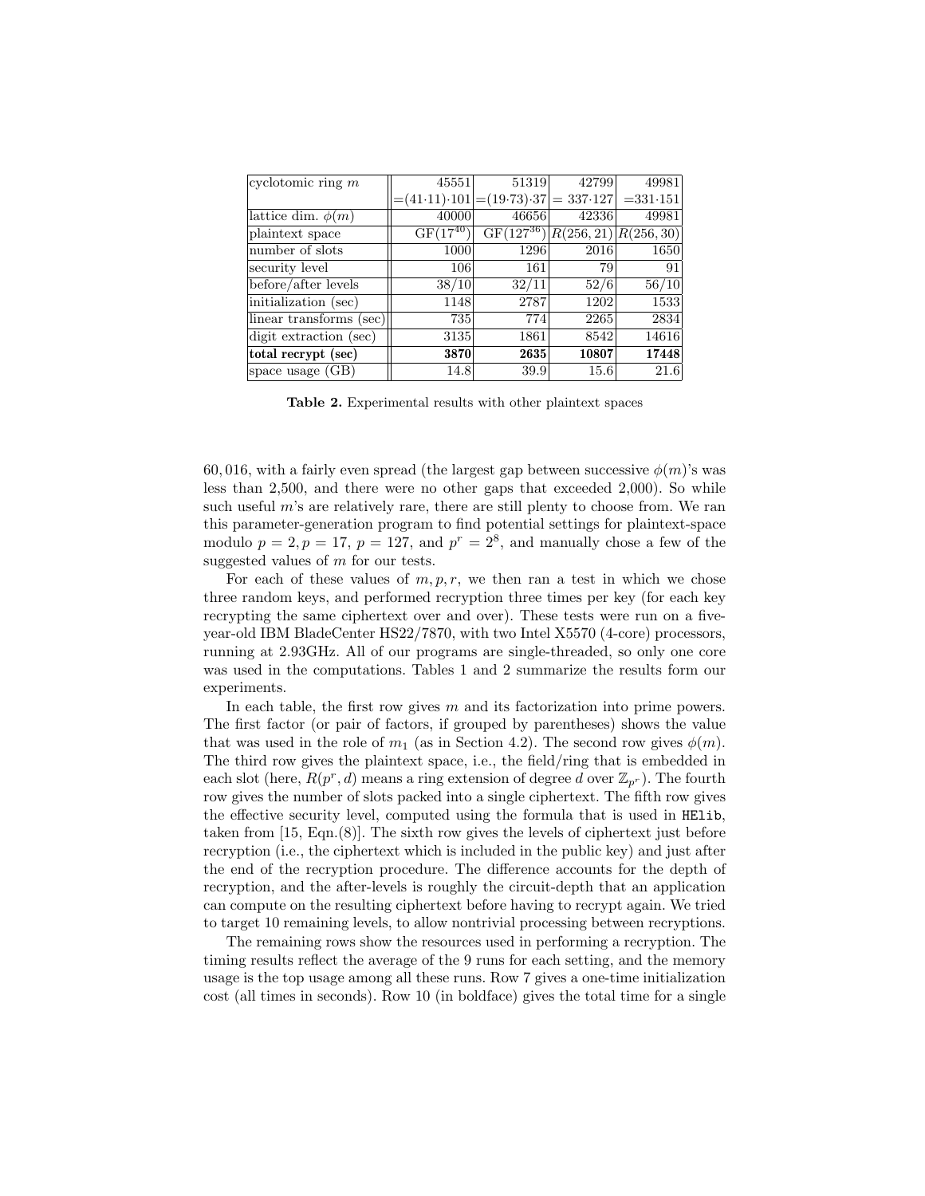| cyclotomic ring $m$ | 45551 | 51319 | 42799 | 49981 |
|---|---|---|---|---|
| | $=(41{\cdot}11){\cdot}101$ | $=(19{\cdot}73){\cdot}37$ | $=337{\cdot}127$ | $=331{\cdot}151$ |
| lattice dim. $\phi(m)$ | 40000 | 46656 | 42336 | 49981 |
| plaintext space | $\mathrm{GF}(17^{40})$ | $\mathrm{GF}(127^{36})$ | $R(256, 21)$ | $R(256, 30)$ |
| number of slots | 1000 | 1296 | 2016 | 1650 |
| security level | 106 | 161 | 79 | 91 |
| before/after levels | 38/10 | 32/11 | 52/6 | 56/10 |
| initialization (sec) | 1148 | 2787 | 1202 | 1533 |
| linear transforms (sec) | 735 | 774 | 2265 | 2834 |
| digit extraction (sec) | 3135 | 1861 | 8542 | 14616 |
| **total recrypt (sec)** | **3870** | **2635** | **10807** | **17448** |
| space usage (GB) | 14.8 | 39.9 | 15.6 | 21.6 |

**Table 2.** Experimental results with other plaintext spaces

60,016, with a fairly even spread (the largest gap between successive $\phi(m)$'s was less than 2,500, and there were no other gaps that exceeded 2,000). So while such useful $m$'s are relatively rare, there are still plenty to choose from. We ran this parameter-generation program to find potential settings for plaintext-space modulo $p = 2, p = 17$, $p = 127$, and $p^r = 2^8$, and manually chose a few of the suggested values of $m$ for our tests.

For each of these values of $m, p, r$, we then ran a test in which we chose three random keys, and performed recryption three times per key (for each key recrypting the same ciphertext over and over). These tests were run on a five-year-old IBM BladeCenter HS22/7870, with two Intel X5570 (4-core) processors, running at 2.93GHz. All of our programs are single-threaded, so only one core was used in the computations. Tables 1 and 2 summarize the results form our experiments.

In each table, the first row gives $m$ and its factorization into prime powers. The first factor (or pair of factors, if grouped by parentheses) shows the value that was used in the role of $m_1$ (as in Section 4.2). The second row gives $\phi(m)$. The third row gives the plaintext space, i.e., the field/ring that is embedded in each slot (here, $R(p^r, d)$ means a ring extension of degree $d$ over $\mathbb{Z}_{p^r}$). The fourth row gives the number of slots packed into a single ciphertext. The fifth row gives the effective security level, computed using the formula that is used in HElib, taken from [15, Eqn.(8)]. The sixth row gives the levels of ciphertext just before recryption (i.e., the ciphertext which is included in the public key) and just after the end of the recryption procedure. The difference accounts for the depth of recryption, and the after-levels is roughly the circuit-depth that an application can compute on the resulting ciphertext before having to recrypt again. We tried to target 10 remaining levels, to allow nontrivial processing between recryptions.

The remaining rows show the resources used in performing a recryption. The timing results reflect the average of the 9 runs for each setting, and the memory usage is the top usage among all these runs. Row 7 gives a one-time initialization cost (all times in seconds). Row 10 (in boldface) gives the total time for a single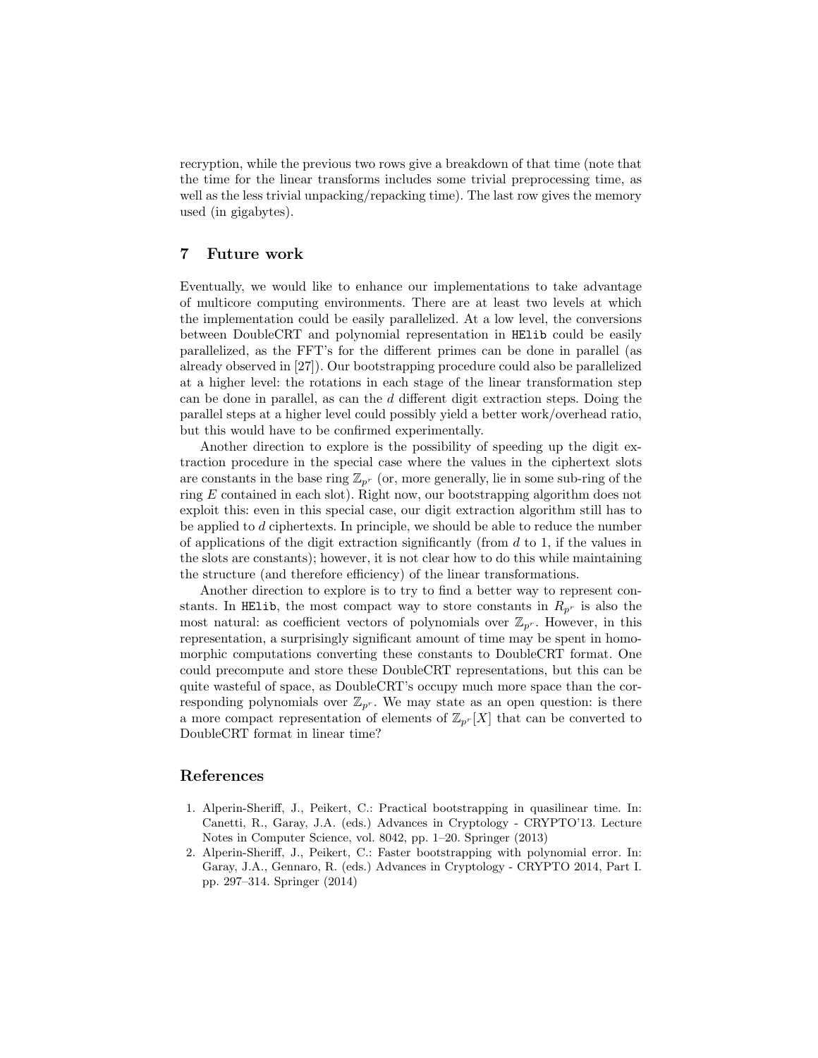recryption, while the previous two rows give a breakdown of that time (note that the time for the linear transforms includes some trivial preprocessing time, as well as the less trivial unpacking/repacking time). The last row gives the memory used (in gigabytes).

## 7 Future work

Eventually, we would like to enhance our implementations to take advantage of multicore computing environments. There are at least two levels at which the implementation could be easily parallelized. At a low level, the conversions between DoubleCRT and polynomial representation in HElib could be easily parallelized, as the FFT's for the different primes can be done in parallel (as already observed in [27]). Our bootstrapping procedure could also be parallelized at a higher level: the rotations in each stage of the linear transformation step can be done in parallel, as can the $d$ different digit extraction steps. Doing the parallel steps at a higher level could possibly yield a better work/overhead ratio, but this would have to be confirmed experimentally.

Another direction to explore is the possibility of speeding up the digit extraction procedure in the special case where the values in the ciphertext slots are constants in the base ring $\mathbb{Z}_{p^r}$ (or, more generally, lie in some sub-ring of the ring $E$ contained in each slot). Right now, our bootstrapping algorithm does not exploit this: even in this special case, our digit extraction algorithm still has to be applied to $d$ ciphertexts. In principle, we should be able to reduce the number of applications of the digit extraction significantly (from $d$ to 1, if the values in the slots are constants); however, it is not clear how to do this while maintaining the structure (and therefore efficiency) of the linear transformations.

Another direction to explore is to try to find a better way to represent constants. In HElib, the most compact way to store constants in $R_{p^r}$ is also the most natural: as coefficient vectors of polynomials over $\mathbb{Z}_{p^r}$. However, in this representation, a surprisingly significant amount of time may be spent in homomorphic computations converting these constants to DoubleCRT format. One could precompute and store these DoubleCRT representations, but this can be quite wasteful of space, as DoubleCRT's occupy much more space than the corresponding polynomials over $\mathbb{Z}_{p^r}$. We may state as an open question: is there a more compact representation of elements of $\mathbb{Z}_{p^r}[X]$ that can be converted to DoubleCRT format in linear time?

## References

1. Alperin-Sheriff, J., Peikert, C.: Practical bootstrapping in quasilinear time. In: Canetti, R., Garay, J.A. (eds.) Advances in Cryptology - CRYPTO'13. Lecture Notes in Computer Science, vol. 8042, pp. 1–20. Springer (2013)
2. Alperin-Sheriff, J., Peikert, C.: Faster bootstrapping with polynomial error. In: Garay, J.A., Gennaro, R. (eds.) Advances in Cryptology - CRYPTO 2014, Part I. pp. 297–314. Springer (2014)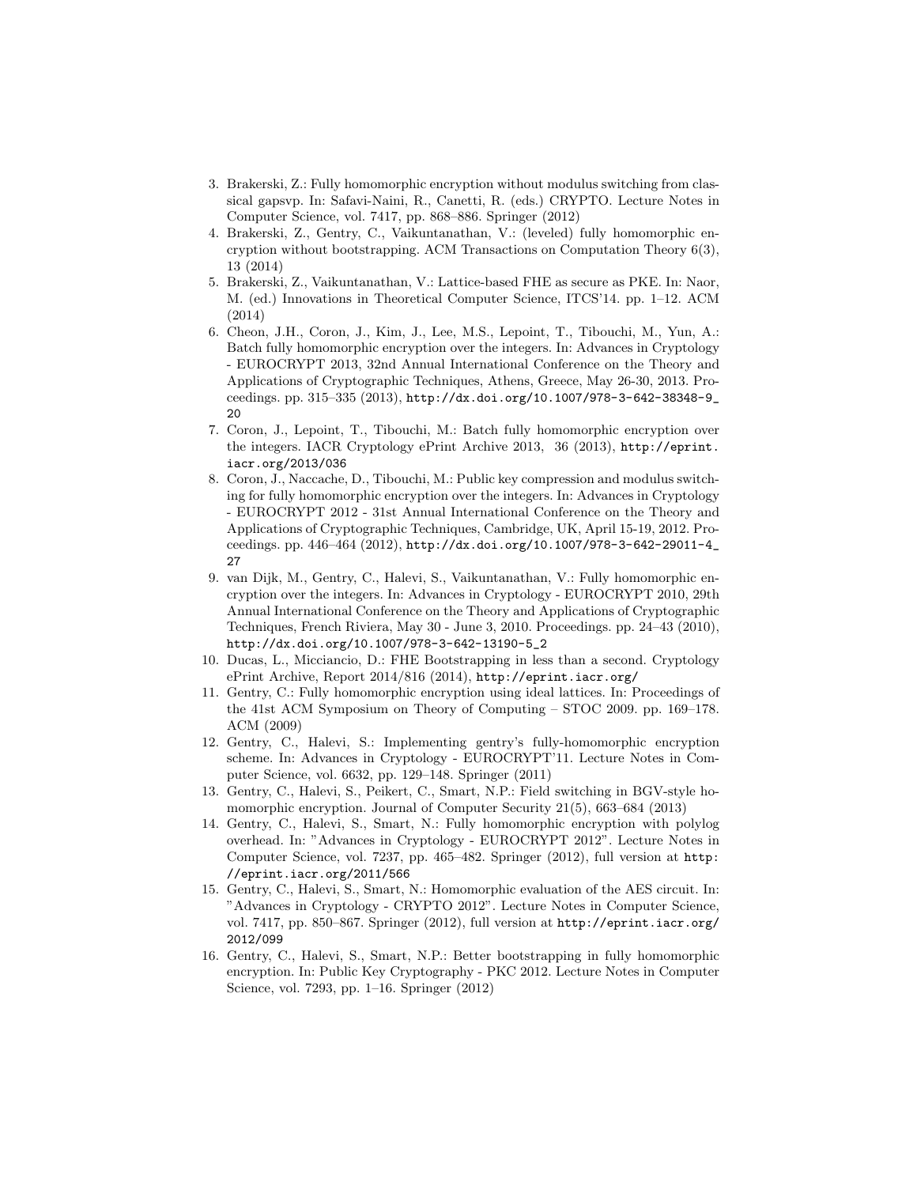3. Brakerski, Z.: Fully homomorphic encryption without modulus switching from classical gapsvp. In: Safavi-Naini, R., Canetti, R. (eds.) CRYPTO. Lecture Notes in Computer Science, vol. 7417, pp. 868–886. Springer (2012)
4. Brakerski, Z., Gentry, C., Vaikuntanathan, V.: (leveled) fully homomorphic encryption without bootstrapping. ACM Transactions on Computation Theory 6(3), 13 (2014)
5. Brakerski, Z., Vaikuntanathan, V.: Lattice-based FHE as secure as PKE. In: Naor, M. (ed.) Innovations in Theoretical Computer Science, ITCS'14. pp. 1–12. ACM (2014)
6. Cheon, J.H., Coron, J., Kim, J., Lee, M.S., Lepoint, T., Tibouchi, M., Yun, A.: Batch fully homomorphic encryption over the integers. In: Advances in Cryptology - EUROCRYPT 2013, 32nd Annual International Conference on the Theory and Applications of Cryptographic Techniques, Athens, Greece, May 26-30, 2013. Proceedings. pp. 315–335 (2013), http://dx.doi.org/10.1007/978-3-642-38348-9_20
7. Coron, J., Lepoint, T., Tibouchi, M.: Batch fully homomorphic encryption over the integers. IACR Cryptology ePrint Archive 2013, 36 (2013), http://eprint.iacr.org/2013/036
8. Coron, J., Naccache, D., Tibouchi, M.: Public key compression and modulus switching for fully homomorphic encryption over the integers. In: Advances in Cryptology - EUROCRYPT 2012 - 31st Annual International Conference on the Theory and Applications of Cryptographic Techniques, Cambridge, UK, April 15-19, 2012. Proceedings. pp. 446–464 (2012), http://dx.doi.org/10.1007/978-3-642-29011-4_27
9. van Dijk, M., Gentry, C., Halevi, S., Vaikuntanathan, V.: Fully homomorphic encryption over the integers. In: Advances in Cryptology - EUROCRYPT 2010, 29th Annual International Conference on the Theory and Applications of Cryptographic Techniques, French Riviera, May 30 - June 3, 2010. Proceedings. pp. 24–43 (2010), http://dx.doi.org/10.1007/978-3-642-13190-5_2
10. Ducas, L., Micciancio, D.: FHE Bootstrapping in less than a second. Cryptology ePrint Archive, Report 2014/816 (2014), http://eprint.iacr.org/
11. Gentry, C.: Fully homomorphic encryption using ideal lattices. In: Proceedings of the 41st ACM Symposium on Theory of Computing – STOC 2009. pp. 169–178. ACM (2009)
12. Gentry, C., Halevi, S.: Implementing gentry's fully-homomorphic encryption scheme. In: Advances in Cryptology - EUROCRYPT'11. Lecture Notes in Computer Science, vol. 6632, pp. 129–148. Springer (2011)
13. Gentry, C., Halevi, S., Peikert, C., Smart, N.P.: Field switching in BGV-style homomorphic encryption. Journal of Computer Security 21(5), 663–684 (2013)
14. Gentry, C., Halevi, S., Smart, N.: Fully homomorphic encryption with polylog overhead. In: "Advances in Cryptology - EUROCRYPT 2012". Lecture Notes in Computer Science, vol. 7237, pp. 465–482. Springer (2012), full version at http://eprint.iacr.org/2011/566
15. Gentry, C., Halevi, S., Smart, N.: Homomorphic evaluation of the AES circuit. In: "Advances in Cryptology - CRYPTO 2012". Lecture Notes in Computer Science, vol. 7417, pp. 850–867. Springer (2012), full version at http://eprint.iacr.org/2012/099
16. Gentry, C., Halevi, S., Smart, N.P.: Better bootstrapping in fully homomorphic encryption. In: Public Key Cryptography - PKC 2012. Lecture Notes in Computer Science, vol. 7293, pp. 1–16. Springer (2012)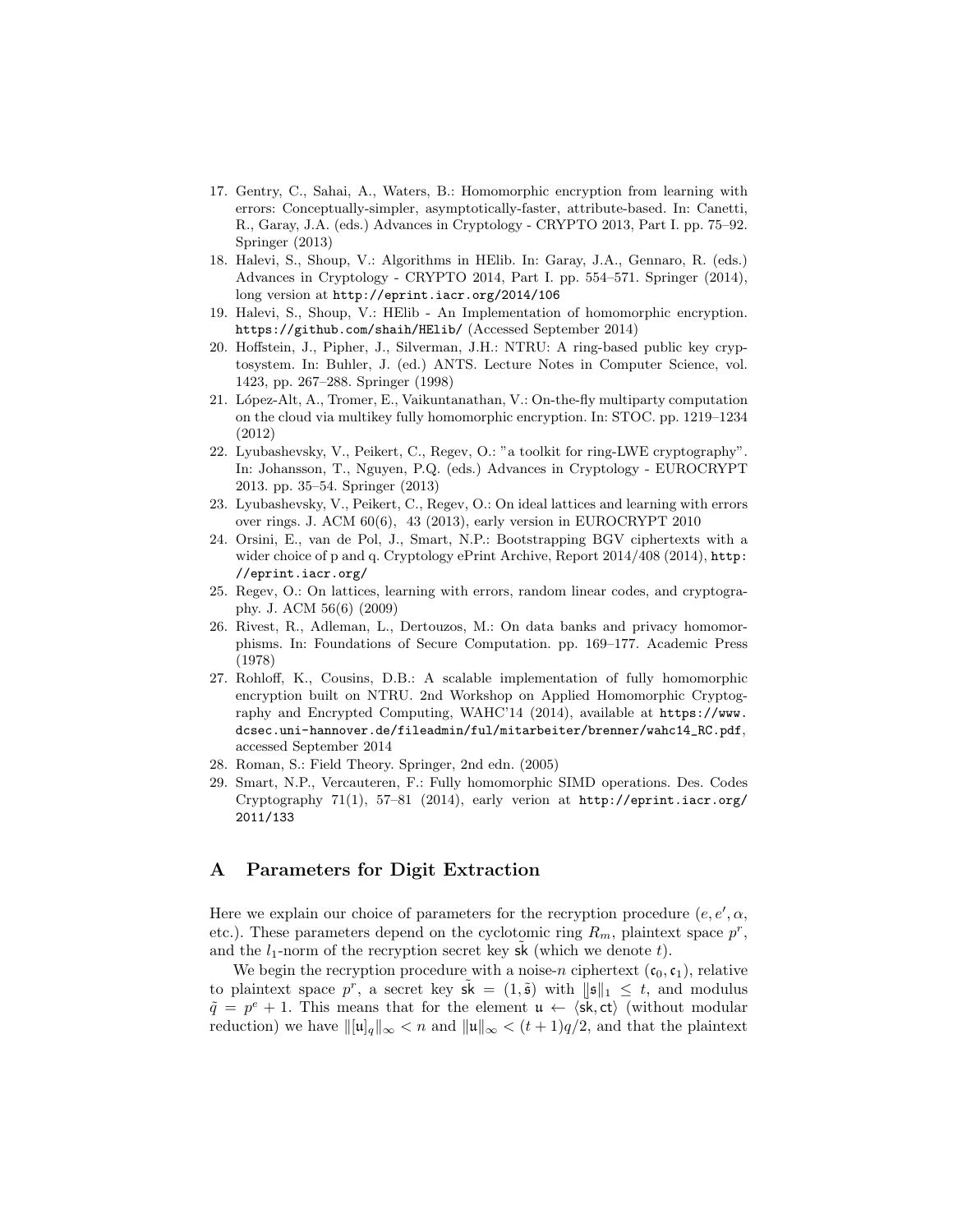17. Gentry, C., Sahai, A., Waters, B.: Homomorphic encryption from learning with errors: Conceptually-simpler, asymptotically-faster, attribute-based. In: Canetti, R., Garay, J.A. (eds.) Advances in Cryptology - CRYPTO 2013, Part I. pp. 75–92. Springer (2013)
18. Halevi, S., Shoup, V.: Algorithms in HElib. In: Garay, J.A., Gennaro, R. (eds.) Advances in Cryptology - CRYPTO 2014, Part I. pp. 554–571. Springer (2014), long version at `http://eprint.iacr.org/2014/106`
19. Halevi, S., Shoup, V.: HElib - An Implementation of homomorphic encryption. `https://github.com/shaih/HElib/` (Accessed September 2014)
20. Hoffstein, J., Pipher, J., Silverman, J.H.: NTRU: A ring-based public key cryptosystem. In: Buhler, J. (ed.) ANTS. Lecture Notes in Computer Science, vol. 1423, pp. 267–288. Springer (1998)
21. López-Alt, A., Tromer, E., Vaikuntanathan, V.: On-the-fly multiparty computation on the cloud via multikey fully homomorphic encryption. In: STOC. pp. 1219–1234 (2012)
22. Lyubashevsky, V., Peikert, C., Regev, O.: "a toolkit for ring-LWE cryptography". In: Johansson, T., Nguyen, P.Q. (eds.) Advances in Cryptology - EUROCRYPT 2013. pp. 35–54. Springer (2013)
23. Lyubashevsky, V., Peikert, C., Regev, O.: On ideal lattices and learning with errors over rings. J. ACM 60(6), 43 (2013), early version in EUROCRYPT 2010
24. Orsini, E., van de Pol, J., Smart, N.P.: Bootstrapping BGV ciphertexts with a wider choice of p and q. Cryptology ePrint Archive, Report 2014/408 (2014), `http://eprint.iacr.org/`
25. Regev, O.: On lattices, learning with errors, random linear codes, and cryptography. J. ACM 56(6) (2009)
26. Rivest, R., Adleman, L., Dertouzos, M.: On data banks and privacy homomorphisms. In: Foundations of Secure Computation. pp. 169–177. Academic Press (1978)
27. Rohloff, K., Cousins, D.B.: A scalable implementation of fully homomorphic encryption built on NTRU. 2nd Workshop on Applied Homomorphic Cryptography and Encrypted Computing, WAHC'14 (2014), available at `https://www.dcsec.uni-hannover.de/fileadmin/ful/mitarbeiter/brenner/wahc14_RC.pdf`, accessed September 2014
28. Roman, S.: Field Theory. Springer, 2nd edn. (2005)
29. Smart, N.P., Vercauteren, F.: Fully homomorphic SIMD operations. Des. Codes Cryptography 71(1), 57–81 (2014), early verion at `http://eprint.iacr.org/2011/133`

## A Parameters for Digit Extraction

Here we explain our choice of parameters for the recryption procedure ($e, e', \alpha$, etc.). These parameters depend on the cyclotomic ring $R_m$, plaintext space $p^r$, and the $l_1$-norm of the recryption secret key $\tilde{\mathsf{sk}}$ (which we denote $t$).

We begin the recryption procedure with a noise-$n$ ciphertext $(\mathfrak{c}_0, \mathfrak{c}_1)$, relative to plaintext space $p^r$, a secret key $\tilde{\mathsf{sk}} = (1, \tilde{\mathfrak{s}})$ with $\|\mathfrak{s}\|_1 \leq t$, and modulus $\tilde{q} = p^e + 1$. This means that for the element $\mathfrak{u} \leftarrow \langle \mathsf{sk}, \mathsf{ct} \rangle$ (without modular reduction) we have $\|[\mathfrak{u}]_q\|_\infty < n$ and $\|\mathfrak{u}\|_\infty < (t+1)q/2$, and that the plaintext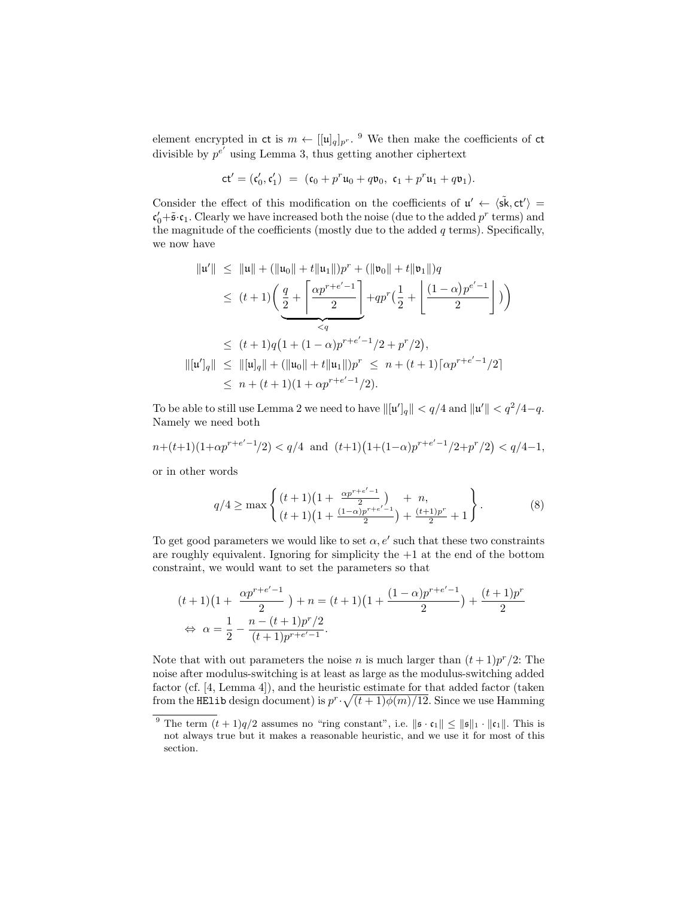element encrypted in $\mathsf{ct}$ is $m \leftarrow [[\mathfrak{u}]_q]_{p^r}$. [9] We then make the coefficients of $\mathsf{ct}$ divisible by $p^{e'}$ using Lemma 3, thus getting another ciphertext

$$\mathsf{ct}' = (\mathfrak{c}_0', \mathfrak{c}_1') \ = \ (\mathfrak{c}_0 + p^r \mathfrak{u}_0 + q\mathfrak{v}_0,\ \mathfrak{c}_1 + p^r \mathfrak{u}_1 + q\mathfrak{v}_1).$$

Consider the effect of this modification on the coefficients of $\mathfrak{u}' \leftarrow \langle \tilde{\mathsf{sk}}, \mathsf{ct}' \rangle = \mathfrak{c}_0' + \tilde{\mathfrak{s}} \cdot \mathfrak{c}_1$. Clearly we have increased both the noise (due to the added $p^r$ terms) and the magnitude of the coefficients (mostly due to the added $q$ terms). Specifically, we now have

$$\begin{aligned}
\|\mathfrak{u}'\| \ &\le\ \|\mathfrak{u}\| + (\|\mathfrak{u}_0\| + t\|\mathfrak{u}_1\|)p^r + (\|\mathfrak{v}_0\| + t\|\mathfrak{v}_1\|)q \\
&\le\ (t+1)\Big( \underbrace{\frac{q}{2} + \left\lceil \frac{\alpha p^{r+e'-1}}{2} \right\rceil}_{<q} + qp^r\big(\frac{1}{2} + \left\lfloor \frac{(1-\alpha)p^{e'-1}}{2} \right\rfloor \big) \Big) \\
&\le\ (t+1)q\big(1 + (1-\alpha)p^{r+e'-1}/2 + p^r/2\big), \\
\|[\mathfrak{u}']_q\| \ &\le\ \|[\mathfrak{u}]_q\| + (\|\mathfrak{u}_0\| + t\|\mathfrak{u}_1\|)p^r \ \le\ n + (t+1)\lceil \alpha p^{r+e'-1}/2 \rceil \\
&\le\ n + (t+1)(1 + \alpha p^{r+e'-1}/2).
\end{aligned}$$

To be able to still use Lemma 2 we need to have $\|[\mathfrak{u}']_q\| < q/4$ and $\|\mathfrak{u}'\| < q^2/4 - q$. Namely we need both

$$n + (t+1)(1 + \alpha p^{r+e'-1}/2) < q/4 \ \text{ and } \ (t+1)\big(1 + (1-\alpha)p^{r+e'-1}/2 + p^r/2\big) < q/4 - 1,$$

or in other words

$$q/4 \ge \max\left\{ \begin{array}{l} (t+1)\big(1 + \frac{\alpha p^{r+e'-1}}{2}\big) \ + \ n, \\ (t+1)\big(1 + \frac{(1-\alpha)p^{r+e'-1}}{2}\big) + \frac{(t+1)p^r}{2} + 1 \end{array} \right\}. \tag{8}$$

To get good parameters we would like to set $\alpha, e'$ such that these two constraints are roughly equivalent. Ignoring for simplicity the $+1$ at the end of the bottom constraint, we would want to set the parameters so that

$$\begin{aligned}
&(t+1)\big(1 + \frac{\alpha p^{r+e'-1}}{2}\big) + n = (t+1)\big(1 + \frac{(1-\alpha)p^{r+e'-1}}{2}\big) + \frac{(t+1)p^r}{2} \\
&\Leftrightarrow\ \alpha = \frac{1}{2} - \frac{n - (t+1)p^r/2}{(t+1)p^{r+e'-1}}.
\end{aligned}$$

Note that with out parameters the noise $n$ is much larger than $(t+1)p^r/2$: The noise after modulus-switching is at least as large as the modulus-switching added factor (cf. [4, Lemma 4]), and the heuristic estimate for that added factor (taken from the HElib design document) is $p^r \cdot \sqrt{(t+1)\phi(m)/12}$. Since we use Hamming

---

[9] The term $(t+1)q/2$ assumes no "ring constant", i.e. $\|\mathfrak{s} \cdot \mathfrak{c}_1\| \le \|\mathfrak{s}\|_1 \cdot \|\mathfrak{c}_1\|$. This is not always true but it makes a reasonable heuristic, and we use it for most of this section.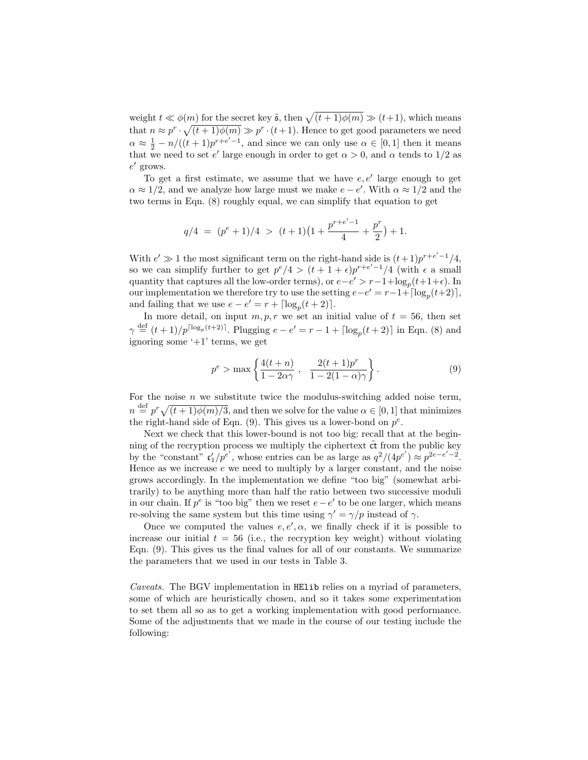weight $t \ll \phi(m)$ for the secret key $\tilde{\mathfrak{s}}$, then $\sqrt{(t+1)\phi(m)} \gg (t+1)$, which means that $n \approx p^r \cdot \sqrt{(t+1)\phi(m)} \gg p^r \cdot (t+1)$. Hence to get good parameters we need $\alpha \approx \frac{1}{2} - n/((t+1)p^{r+e'-1}$, and since we can only use $\alpha \in [0,1]$ then it means that we need to set $e'$ large enough in order to get $\alpha > 0$, and $\alpha$ tends to $1/2$ as $e'$ grows.

To get a first estimate, we assume that we have $e, e'$ large enough to get $\alpha \approx 1/2$, and we analyze how large must we make $e - e'$. With $\alpha \approx 1/2$ and the two terms in Eqn. (8) roughly equal, we can simplify that equation to get

$$q/4 \;=\; (p^e+1)/4 \;>\; (t+1)\big(1 + \frac{p^{r+e'-1}}{4} + \frac{p^r}{2}\big) + 1.$$

With $e' \gg 1$ the most significant term on the right-hand side is $(t+1)p^{r+e'-1}/4$, so we can simplify further to get $p^e/4 > (t+1+\epsilon)p^{r+e'-1}/4$ (with $\epsilon$ a small quantity that captures all the low-order terms), or $e - e' > r - 1 + \log_p(t+1+\epsilon)$. In our implementation we therefore try to use the setting $e - e' = r - 1 + \lceil \log_p(t+2) \rceil$, and failing that we use $e - e' = r + \lceil \log_p(t+2) \rceil$.

In more detail, on input $m, p, r$ we set an initial value of $t = 56$, then set $\gamma \stackrel{\text{def}}{=} (t+1)/p^{\lceil \log_p(t+2) \rceil}$. Plugging $e - e' = r - 1 + \lceil \log_p(t+2) \rceil$ in Eqn. (8) and ignoring some '+1' terms, we get

$$p^e > \max\left\{ \frac{4(t+n)}{1 - 2\alpha\gamma} \;,\; \frac{2(t+1)p^r}{1 - 2(1-\alpha)\gamma} \right\}. \tag{9}$$

For the noise $n$ we substitute twice the modulus-switching added noise term, $n \stackrel{\text{def}}{=} p^r \sqrt{(t+1)\phi(m)/3}$, and then we solve for the value $\alpha \in [0,1]$ that minimizes the right-hand side of Eqn. (9). This gives us a lower-bond on $p^e$.

Next we check that this lower-bound is not too big: recall that at the beginning of the recryption process we multiply the ciphertext $\tilde{\mathfrak{ct}}$ from the public key by the "constant" $\mathfrak{c}_1'/p^{e'}$, whose entries can be as large as $q^2/(4p^{e'}) \approx p^{2e-e'-2}$. Hence as we increase $e$ we need to multiply by a larger constant, and the noise grows accordingly. In the implementation we define "too big" (somewhat arbitrarily) to be anything more than half the ratio between two successive moduli in our chain. If $p^e$ is "too big" then we reset $e - e'$ to be one larger, which means re-solving the same system but this time using $\gamma' = \gamma/p$ instead of $\gamma$.

Once we computed the values $e, e', \alpha$, we finally check if it is possible to increase our initial $t = 56$ (i.e., the recryption key weight) without violating Eqn. (9). This gives us the final values for all of our constants. We summarize the parameters that we used in our tests in Table 3.

*Caveats.* The BGV implementation in `HElib` relies on a myriad of parameters, some of which are heuristically chosen, and so it takes some experimentation to set them all so as to get a working implementation with good performance. Some of the adjustments that we made in the course of our testing include the following: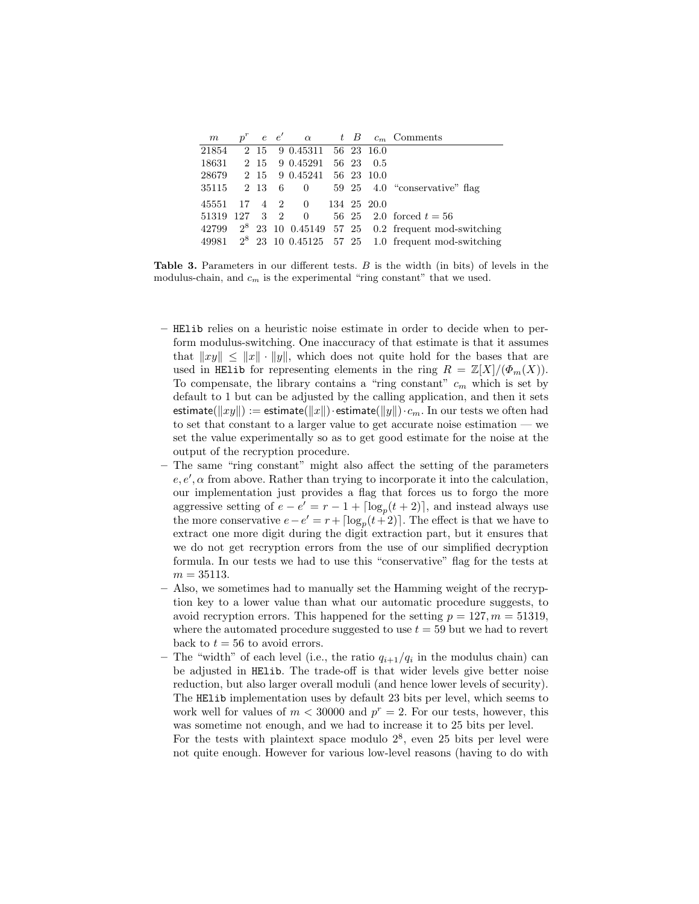| $m$ | $p^r$ | $e$ | $e'$ | $\alpha$ | $t$ | $B$ | $c_m$ | Comments |
|---|---|---|---|---|---|---|---|---|
| 21854 | 2 | 15 | 9 | 0.45311 | 56 | 23 | 16.0 | |
| 18631 | 2 | 15 | 9 | 0.45291 | 56 | 23 | 0.5 | |
| 28679 | 2 | 15 | 9 | 0.45241 | 56 | 23 | 10.0 | |
| 35115 | 2 | 13 | 6 | 0 | 59 | 25 | 4.0 | "conservative" flag |
| 45551 | 17 | 4 | 2 | 0 | 134 | 25 | 20.0 | |
| 51319 | 127 | 3 | 2 | 0 | 56 | 25 | 2.0 | forced $t = 56$ |
| 42799 | $2^8$ | 23 | 10 | 0.45149 | 57 | 25 | 0.2 | frequent mod-switching |
| 49981 | $2^8$ | 23 | 10 | 0.45125 | 57 | 25 | 1.0 | frequent mod-switching |

**Table 3.** Parameters in our different tests. $B$ is the width (in bits) of levels in the modulus-chain, and $c_m$ is the experimental "ring constant" that we used.

- HElib relies on a heuristic noise estimate in order to decide when to perform modulus-switching. One inaccuracy of that estimate is that it assumes that $\|xy\| \leq \|x\| \cdot \|y\|$, which does not quite hold for the bases that are used in HElib for representing elements in the ring $R = \mathbb{Z}[X]/(\Phi_m(X))$. To compensate, the library contains a "ring constant" $c_m$ which is set by default to 1 but can be adjusted by the calling application, and then it sets $\mathsf{estimate}(\|xy\|) := \mathsf{estimate}(\|x\|) \cdot \mathsf{estimate}(\|y\|) \cdot c_m$. In our tests we often had to set that constant to a larger value to get accurate noise estimation — we set the value experimentally so as to get good estimate for the noise at the output of the recryption procedure.
- The same "ring constant" might also affect the setting of the parameters $e, e', \alpha$ from above. Rather than trying to incorporate it into the calculation, our implementation just provides a flag that forces us to forgo the more aggressive setting of $e - e' = r - 1 + \lceil \log_p(t + 2) \rceil$, and instead always use the more conservative $e - e' = r + \lceil \log_p(t+2) \rceil$. The effect is that we have to extract one more digit during the digit extraction part, but it ensures that we do not get recryption errors from the use of our simplified decryption formula. In our tests we had to use this "conservative" flag for the tests at $m = 35113$.
- Also, we sometimes had to manually set the Hamming weight of the recryption key to a lower value than what our automatic procedure suggests, to avoid recryption errors. This happened for the setting $p = 127, m = 51319$, where the automated procedure suggested to use $t = 59$ but we had to revert back to $t = 56$ to avoid errors.
- The "width" of each level (i.e., the ratio $q_{i+1}/q_i$ in the modulus chain) can be adjusted in HElib. The trade-off is that wider levels give better noise reduction, but also larger overall moduli (and hence lower levels of security). The HElib implementation uses by default 23 bits per level, which seems to work well for values of $m < 30000$ and $p^r = 2$. For our tests, however, this was sometime not enough, and we had to increase it to 25 bits per level.
  For the tests with plaintext space modulo $2^8$, even 25 bits per level were not quite enough. However for various low-level reasons (having to do with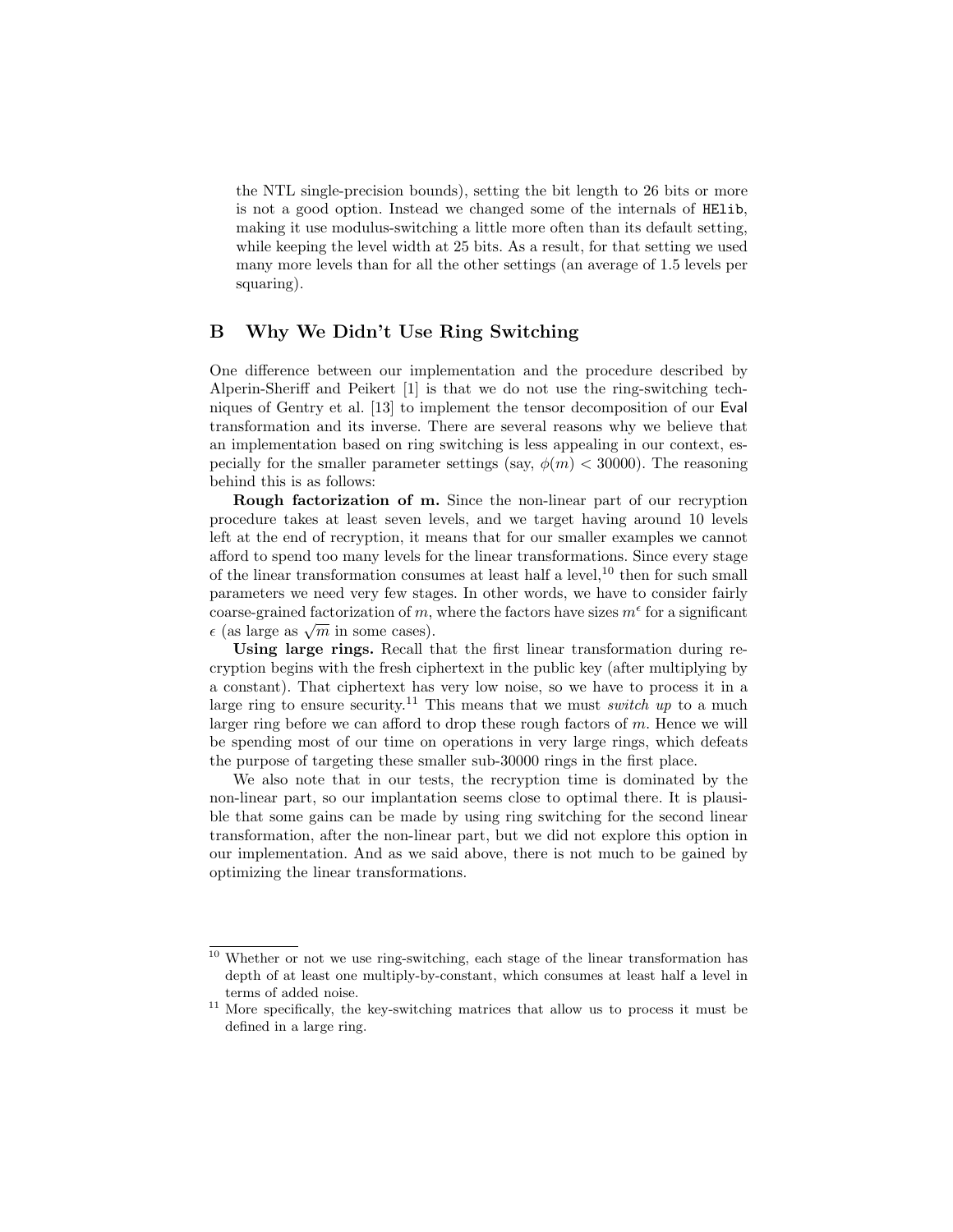the NTL single-precision bounds), setting the bit length to 26 bits or more is not a good option. Instead we changed some of the internals of HElib, making it use modulus-switching a little more often than its default setting, while keeping the level width at 25 bits. As a result, for that setting we used many more levels than for all the other settings (an average of 1.5 levels per squaring).

## B Why We Didn't Use Ring Switching

One difference between our implementation and the procedure described by Alperin-Sheriff and Peikert [1] is that we do not use the ring-switching techniques of Gentry et al. [13] to implement the tensor decomposition of our Eval transformation and its inverse. There are several reasons why we believe that an implementation based on ring switching is less appealing in our context, especially for the smaller parameter settings (say, $\phi(m) < 30000$). The reasoning behind this is as follows:

**Rough factorization of m.** Since the non-linear part of our recryption procedure takes at least seven levels, and we target having around 10 levels left at the end of recryption, it means that for our smaller examples we cannot afford to spend too many levels for the linear transformations. Since every stage of the linear transformation consumes at least half a level,[10] then for such small parameters we need very few stages. In other words, we have to consider fairly coarse-grained factorization of $m$, where the factors have sizes $m^\epsilon$ for a significant $\epsilon$ (as large as $\sqrt{m}$ in some cases).

**Using large rings.** Recall that the first linear transformation during recryption begins with the fresh ciphertext in the public key (after multiplying by a constant). That ciphertext has very low noise, so we have to process it in a large ring to ensure security.[11] This means that we must *switch up* to a much larger ring before we can afford to drop these rough factors of $m$. Hence we will be spending most of our time on operations in very large rings, which defeats the purpose of targeting these smaller sub-30000 rings in the first place.

We also note that in our tests, the recryption time is dominated by the non-linear part, so our implantation seems close to optimal there. It is plausible that some gains can be made by using ring switching for the second linear transformation, after the non-linear part, but we did not explore this option in our implementation. And as we said above, there is not much to be gained by optimizing the linear transformations.

---

[10] Whether or not we use ring-switching, each stage of the linear transformation has depth of at least one multiply-by-constant, which consumes at least half a level in terms of added noise.

[11] More specifically, the key-switching matrices that allow us to process it must be defined in a large ring.